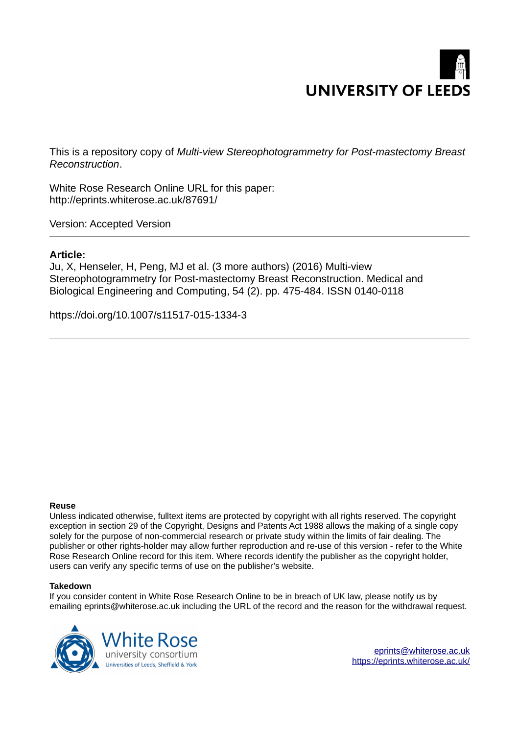UNIVERSITY OF LEEDS

This is a repository copy of *Multi-view Stereophotogrammetry for Post-mastectomy Breast Reconstruction*.

White Rose Research Online URL for this paper:
http://eprints.whiterose.ac.uk/87691/

Version: Accepted Version

---

**Article:**

Ju, X, Henseler, H, Peng, MJ et al. (3 more authors) (2016) Multi-view Stereophotogrammetry for Post-mastectomy Breast Reconstruction. Medical and Biological Engineering and Computing, 54 (2). pp. 475-484. ISSN 0140-0118

https://doi.org/10.1007/s11517-015-1334-3

---

**Reuse**

Unless indicated otherwise, fulltext items are protected by copyright with all rights reserved. The copyright exception in section 29 of the Copyright, Designs and Patents Act 1988 allows the making of a single copy solely for the purpose of non-commercial research or private study within the limits of fair dealing. The publisher or other rights-holder may allow further reproduction and re-use of this version - refer to the White Rose Research Online record for this item. Where records identify the publisher as the copyright holder, users can verify any specific terms of use on the publisher's website.

**Takedown**

If you consider content in White Rose Research Online to be in breach of UK law, please notify us by emailing eprints@whiterose.ac.uk including the URL of the record and the reason for the withdrawal request.

White Rose university consortium
Universities of Leeds, Sheffield & York

eprints@whiterose.ac.uk
https://eprints.whiterose.ac.uk/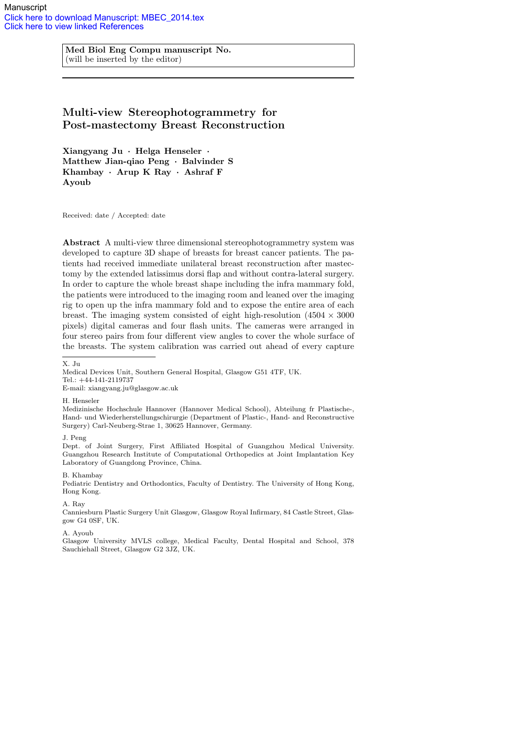Manuscript
Click here to download Manuscript: MBEC_2014.tex
Click here to view linked References

**Med Biol Eng Compu manuscript No.**
(will be inserted by the editor)

# Multi-view Stereophotogrammetry for Post-mastectomy Breast Reconstruction

**Xiangyang Ju · Helga Henseler · Matthew Jian-qiao Peng · Balvinder S Khambay · Arup K Ray · Ashraf F Ayoub**

Received: date / Accepted: date

**Abstract** A multi-view three dimensional stereophotogrammetry system was developed to capture 3D shape of breasts for breast cancer patients. The patients had received immediate unilateral breast reconstruction after mastectomy by the extended latissimus dorsi flap and without contra-lateral surgery. In order to capture the whole breast shape including the infra mammary fold, the patients were introduced to the imaging room and leaned over the imaging rig to open up the infra mammary fold and to expose the entire area of each breast. The imaging system consisted of eight high-resolution (4504 × 3000 pixels) digital cameras and four flash units. The cameras were arranged in four stereo pairs from four different view angles to cover the whole surface of the breasts. The system calibration was carried out ahead of every capture

---

X. Ju
Medical Devices Unit, Southern General Hospital, Glasgow G51 4TF, UK.
Tel.: +44-141-2119737
E-mail: xiangyang.ju@glasgow.ac.uk

H. Henseler
Medizinische Hochschule Hannover (Hannover Medical School), Abteilung fr Plastische-, Hand- und Wiederherstellungschirurgie (Department of Plastic-, Hand- and Reconstructive Surgery) Carl-Neuberg-Strae 1, 30625 Hannover, Germany.

J. Peng
Dept. of Joint Surgery, First Affiliated Hospital of Guangzhou Medical University. Guangzhou Research Institute of Computational Orthopedics at Joint Implantation Key Laboratory of Guangdong Province, China.

B. Khambay
Pediatric Dentistry and Orthodontics, Faculty of Dentistry. The University of Hong Kong, Hong Kong.

A. Ray
Canniesburn Plastic Surgery Unit Glasgow, Glasgow Royal Infirmary, 84 Castle Street, Glasgow G4 0SF, UK.

A. Ayoub
Glasgow University MVLS college, Medical Faculty, Dental Hospital and School, 378 Sauchiehall Street, Glasgow G2 3JZ, UK.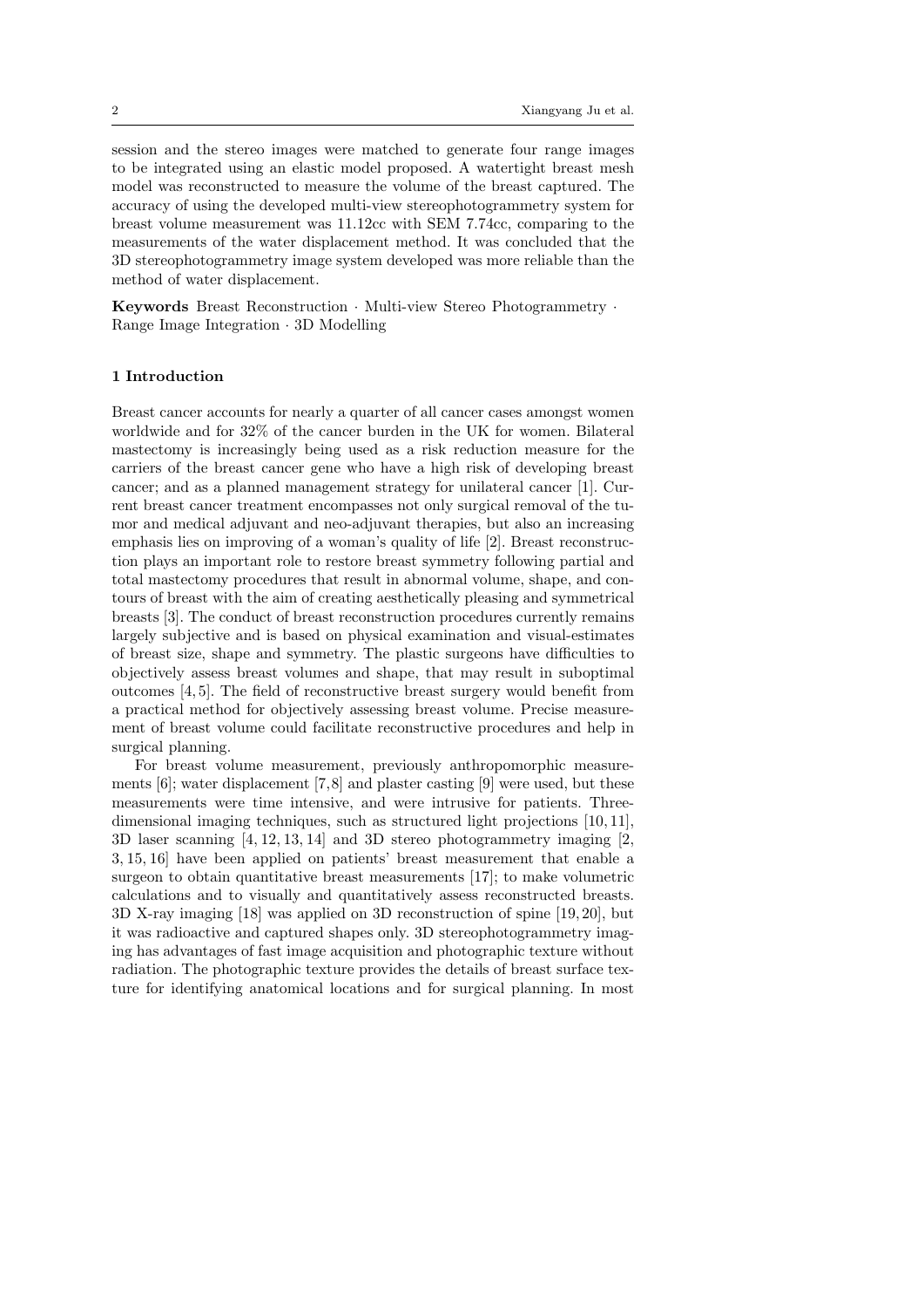session and the stereo images were matched to generate four range images to be integrated using an elastic model proposed. A watertight breast mesh model was reconstructed to measure the volume of the breast captured. The accuracy of using the developed multi-view stereophotogrammetry system for breast volume measurement was 11.12cc with SEM 7.74cc, comparing to the measurements of the water displacement method. It was concluded that the 3D stereophotogrammetry image system developed was more reliable than the method of water displacement.

**Keywords** Breast Reconstruction · Multi-view Stereo Photogrammetry · Range Image Integration · 3D Modelling

## 1 Introduction

Breast cancer accounts for nearly a quarter of all cancer cases amongst women worldwide and for 32% of the cancer burden in the UK for women. Bilateral mastectomy is increasingly being used as a risk reduction measure for the carriers of the breast cancer gene who have a high risk of developing breast cancer; and as a planned management strategy for unilateral cancer [1]. Current breast cancer treatment encompasses not only surgical removal of the tumor and medical adjuvant and neo-adjuvant therapies, but also an increasing emphasis lies on improving of a woman's quality of life [2]. Breast reconstruction plays an important role to restore breast symmetry following partial and total mastectomy procedures that result in abnormal volume, shape, and contours of breast with the aim of creating aesthetically pleasing and symmetrical breasts [3]. The conduct of breast reconstruction procedures currently remains largely subjective and is based on physical examination and visual-estimates of breast size, shape and symmetry. The plastic surgeons have difficulties to objectively assess breast volumes and shape, that may result in suboptimal outcomes [4, 5]. The field of reconstructive breast surgery would benefit from a practical method for objectively assessing breast volume. Precise measurement of breast volume could facilitate reconstructive procedures and help in surgical planning.

For breast volume measurement, previously anthropomorphic measurements [6]; water displacement [7,8] and plaster casting [9] were used, but these measurements were time intensive, and were intrusive for patients. Three-dimensional imaging techniques, such as structured light projections [10, 11], 3D laser scanning [4, 12, 13, 14] and 3D stereo photogrammetry imaging [2, 3, 15, 16] have been applied on patients' breast measurement that enable a surgeon to obtain quantitative breast measurements [17]; to make volumetric calculations and to visually and quantitatively assess reconstructed breasts. 3D X-ray imaging [18] was applied on 3D reconstruction of spine [19, 20], but it was radioactive and captured shapes only. 3D stereophotogrammetry imaging has advantages of fast image acquisition and photographic texture without radiation. The photographic texture provides the details of breast surface texture for identifying anatomical locations and for surgical planning. In most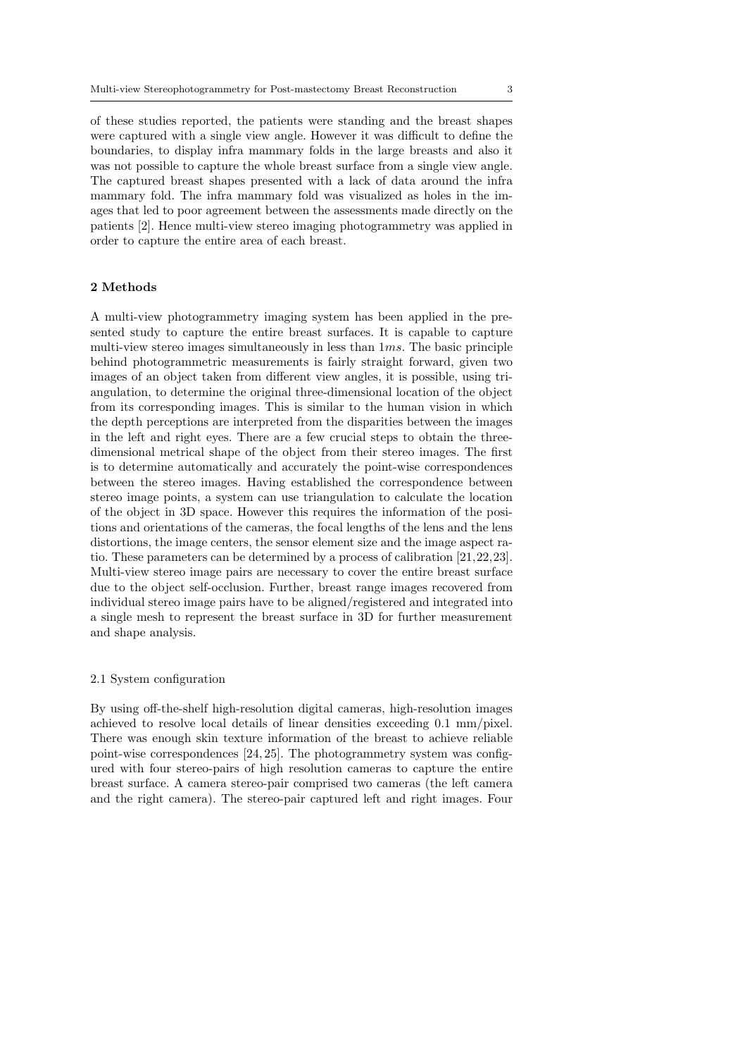of these studies reported, the patients were standing and the breast shapes were captured with a single view angle. However it was difficult to define the boundaries, to display infra mammary folds in the large breasts and also it was not possible to capture the whole breast surface from a single view angle. The captured breast shapes presented with a lack of data around the infra mammary fold. The infra mammary fold was visualized as holes in the images that led to poor agreement between the assessments made directly on the patients [2]. Hence multi-view stereo imaging photogrammetry was applied in order to capture the entire area of each breast.

## 2 Methods

A multi-view photogrammetry imaging system has been applied in the presented study to capture the entire breast surfaces. It is capable to capture multi-view stereo images simultaneously in less than $1ms$. The basic principle behind photogrammetric measurements is fairly straight forward, given two images of an object taken from different view angles, it is possible, using triangulation, to determine the original three-dimensional location of the object from its corresponding images. This is similar to the human vision in which the depth perceptions are interpreted from the disparities between the images in the left and right eyes. There are a few crucial steps to obtain the three-dimensional metrical shape of the object from their stereo images. The first is to determine automatically and accurately the point-wise correspondences between the stereo images. Having established the correspondence between stereo image points, a system can use triangulation to calculate the location of the object in 3D space. However this requires the information of the positions and orientations of the cameras, the focal lengths of the lens and the lens distortions, the image centers, the sensor element size and the image aspect ratio. These parameters can be determined by a process of calibration [21,22,23]. Multi-view stereo image pairs are necessary to cover the entire breast surface due to the object self-occlusion. Further, breast range images recovered from individual stereo image pairs have to be aligned/registered and integrated into a single mesh to represent the breast surface in 3D for further measurement and shape analysis.

### 2.1 System configuration

By using off-the-shelf high-resolution digital cameras, high-resolution images achieved to resolve local details of linear densities exceeding 0.1 mm/pixel. There was enough skin texture information of the breast to achieve reliable point-wise correspondences [24, 25]. The photogrammetry system was configured with four stereo-pairs of high resolution cameras to capture the entire breast surface. A camera stereo-pair comprised two cameras (the left camera and the right camera). The stereo-pair captured left and right images. Four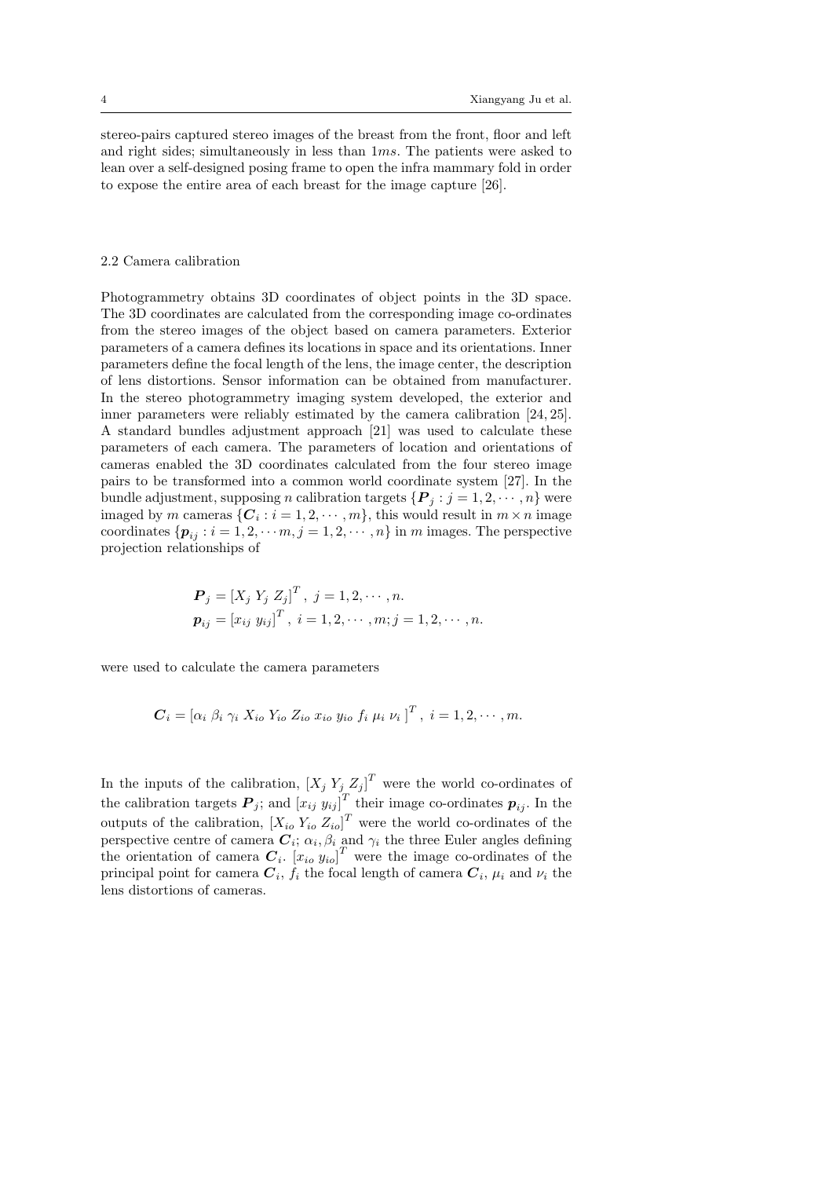stereo-pairs captured stereo images of the breast from the front, floor and left and right sides; simultaneously in less than $1ms$. The patients were asked to lean over a self-designed posing frame to open the infra mammary fold in order to expose the entire area of each breast for the image capture [26].

### 2.2 Camera calibration

Photogrammetry obtains 3D coordinates of object points in the 3D space. The 3D coordinates are calculated from the corresponding image co-ordinates from the stereo images of the object based on camera parameters. Exterior parameters of a camera defines its locations in space and its orientations. Inner parameters define the focal length of the lens, the image center, the description of lens distortions. Sensor information can be obtained from manufacturer. In the stereo photogrammetry imaging system developed, the exterior and inner parameters were reliably estimated by the camera calibration [24, 25]. A standard bundles adjustment approach [21] was used to calculate these parameters of each camera. The parameters of location and orientations of cameras enabled the 3D coordinates calculated from the four stereo image pairs to be transformed into a common world coordinate system [27]. In the bundle adjustment, supposing $n$ calibration targets $\{\boldsymbol{P}_j : j = 1, 2, \cdots, n\}$ were imaged by $m$ cameras $\{\boldsymbol{C}_i : i = 1, 2, \cdots, m\}$, this would result in $m \times n$ image coordinates $\{\boldsymbol{p}_{ij} : i = 1, 2, \cdots m, j = 1, 2, \cdots, n\}$ in $m$ images. The perspective projection relationships of

$$\boldsymbol{P}_j = [X_j \; Y_j \; Z_j]^T, \; j = 1, 2, \cdots, n.$$
$$\boldsymbol{p}_{ij} = [x_{ij} \; y_{ij}]^T, \; i = 1, 2, \cdots, m; j = 1, 2, \cdots, n.$$

were used to calculate the camera parameters

$$\boldsymbol{C}_i = [\alpha_i \; \beta_i \; \gamma_i \; X_{io} \; Y_{io} \; Z_{io} \; x_{io} \; y_{io} \; f_i \; \mu_i \; \nu_i \;]^T, \; i = 1, 2, \cdots, m.$$

In the inputs of the calibration, $[X_j \; Y_j \; Z_j]^T$ were the world co-ordinates of the calibration targets $\boldsymbol{P}_j$; and $[x_{ij} \; y_{ij}]^T$ their image co-ordinates $\boldsymbol{p}_{ij}$. In the outputs of the calibration, $[X_{io} \; Y_{io} \; Z_{io}]^T$ were the world co-ordinates of the perspective centre of camera $\boldsymbol{C}_i$; $\alpha_i, \beta_i$ and $\gamma_i$ the three Euler angles defining the orientation of camera $\boldsymbol{C}_i$. $[x_{io} \; y_{io}]^T$ were the image co-ordinates of the principal point for camera $\boldsymbol{C}_i$, $f_i$ the focal length of camera $\boldsymbol{C}_i$, $\mu_i$ and $\nu_i$ the lens distortions of cameras.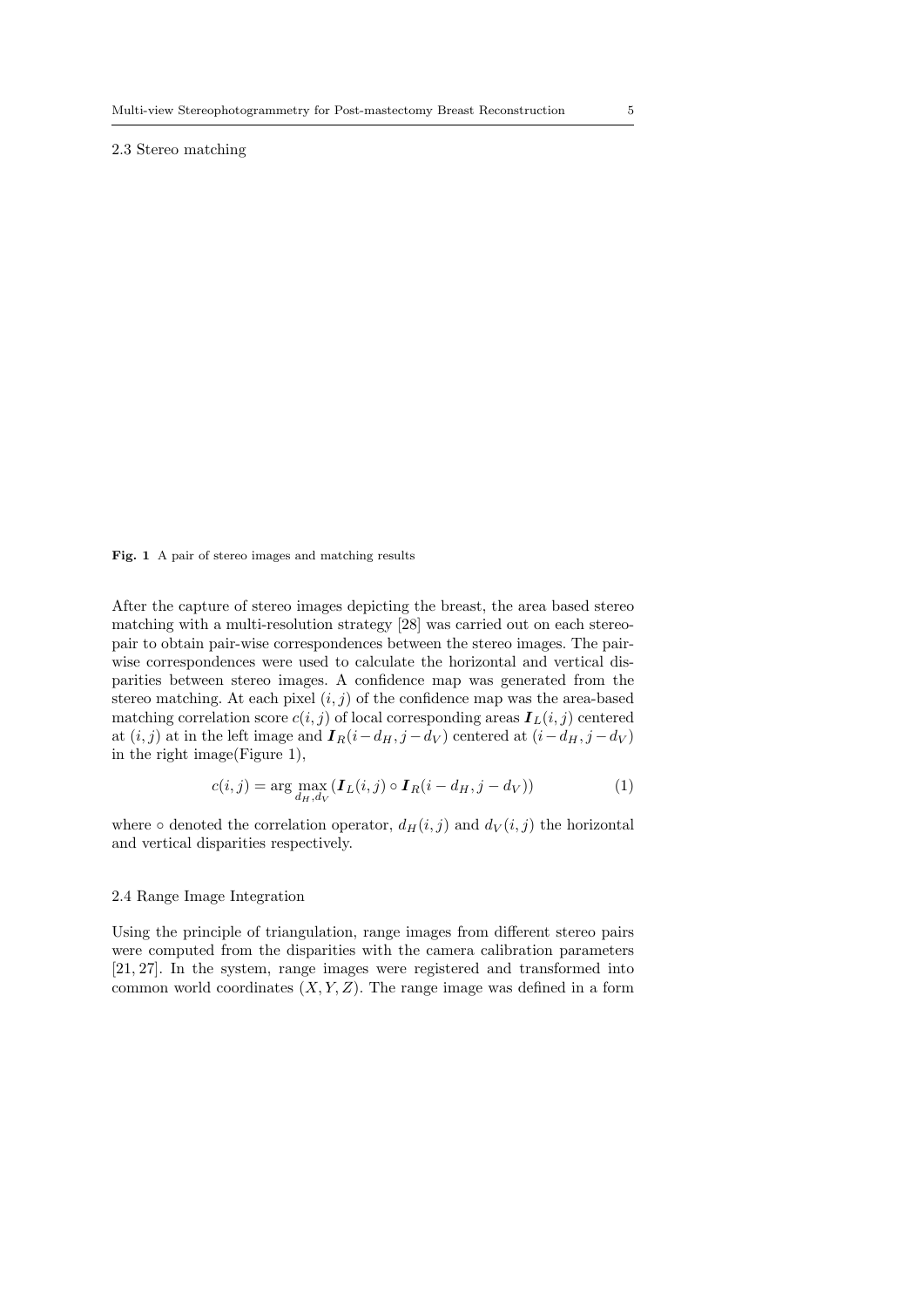### 2.3 Stereo matching

**Fig. 1** A pair of stereo images and matching results

After the capture of stereo images depicting the breast, the area based stereo matching with a multi-resolution strategy [28] was carried out on each stereo-pair to obtain pair-wise correspondences between the stereo images. The pair-wise correspondences were used to calculate the horizontal and vertical disparities between stereo images. A confidence map was generated from the stereo matching. At each pixel $(i, j)$ of the confidence map was the area-based matching correlation score $c(i, j)$ of local corresponding areas $\boldsymbol{I}_L(i, j)$ centered at $(i, j)$ at in the left image and $\boldsymbol{I}_R(i - d_H, j - d_V)$ centered at $(i - d_H, j - d_V)$ in the right image(Figure 1),

$$c(i, j) = \arg \max_{d_H, d_V} (\boldsymbol{I}_L(i, j) \circ \boldsymbol{I}_R(i - d_H, j - d_V)) \tag{1}$$

where $\circ$ denoted the correlation operator, $d_H(i, j)$ and $d_V(i, j)$ the horizontal and vertical disparities respectively.

### 2.4 Range Image Integration

Using the principle of triangulation, range images from different stereo pairs were computed from the disparities with the camera calibration parameters [21, 27]. In the system, range images were registered and transformed into common world coordinates $(X, Y, Z)$. The range image was defined in a form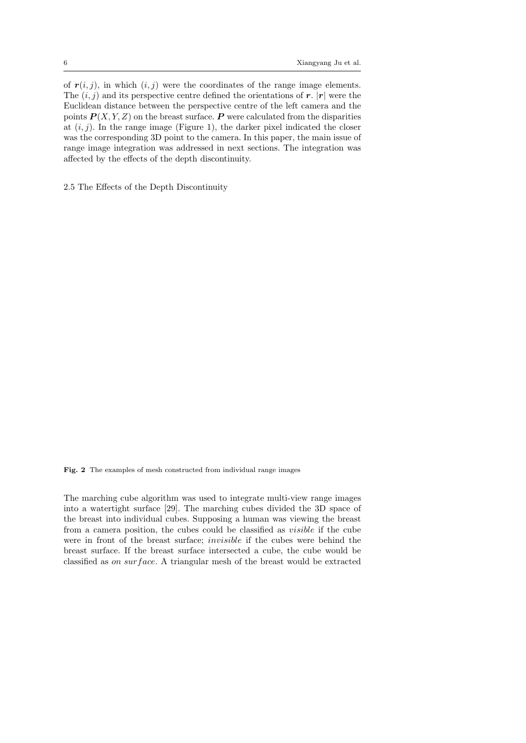of $\boldsymbol{r}(i,j)$, in which $(i,j)$ were the coordinates of the range image elements. The $(i,j)$ and its perspective centre defined the orientations of $\boldsymbol{r}$. $|\boldsymbol{r}|$ were the Euclidean distance between the perspective centre of the left camera and the points $\boldsymbol{P}(X,Y,Z)$ on the breast surface. $\boldsymbol{P}$ were calculated from the disparities at $(i,j)$. In the range image (Figure 1), the darker pixel indicated the closer was the corresponding 3D point to the camera. In this paper, the main issue of range image integration was addressed in next sections. The integration was affected by the effects of the depth discontinuity.

## 2.5 The Effects of the Depth Discontinuity

**Fig. 2** The examples of mesh constructed from individual range images

The marching cube algorithm was used to integrate multi-view range images into a watertight surface [29]. The marching cubes divided the 3D space of the breast into individual cubes. Supposing a human was viewing the breast from a camera position, the cubes could be classified as *visible* if the cube were in front of the breast surface; *invisible* if the cubes were behind the breast surface. If the breast surface intersected a cube, the cube would be classified as *on surface*. A triangular mesh of the breast would be extracted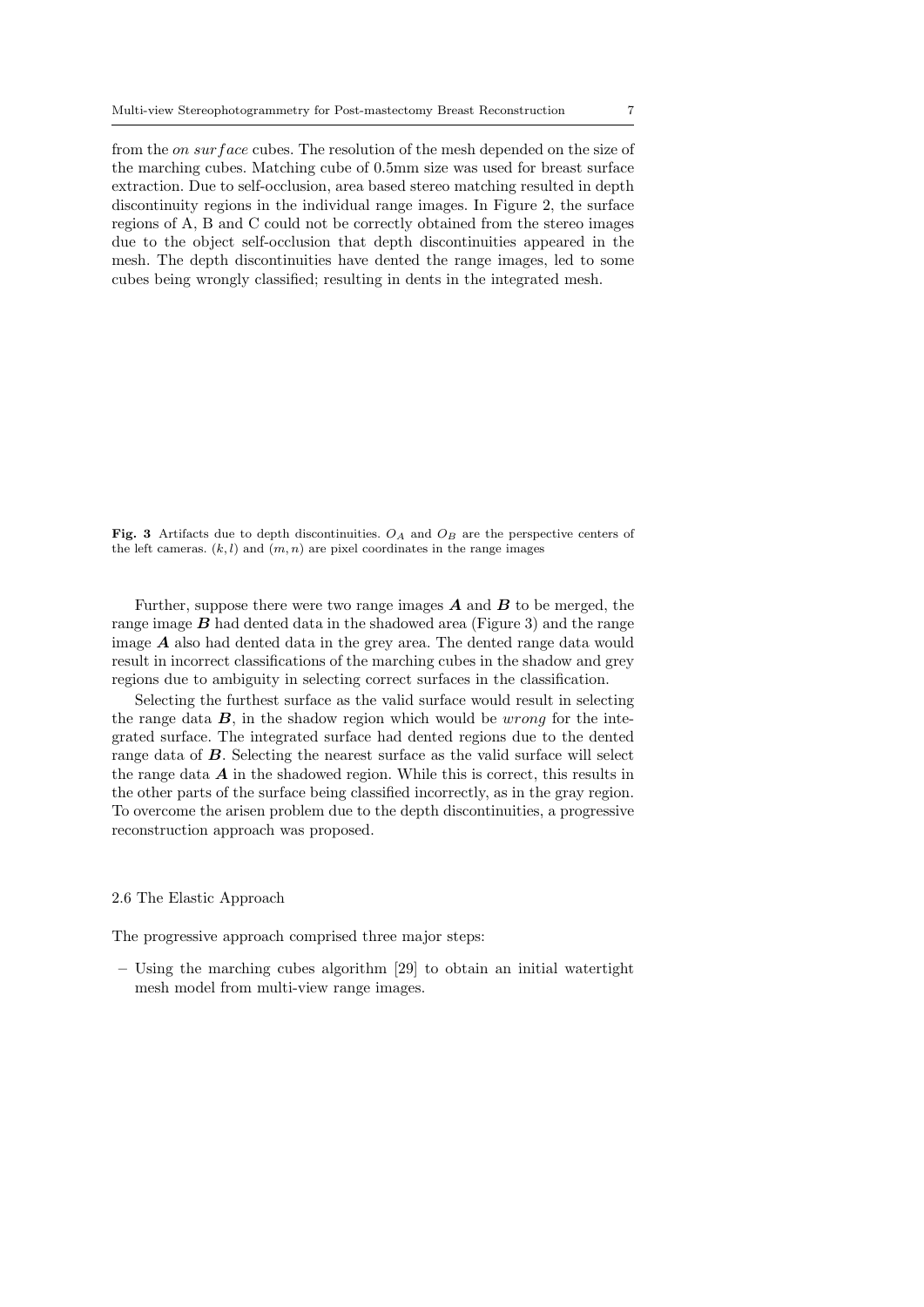from the *on surface* cubes. The resolution of the mesh depended on the size of the marching cubes. Matching cube of 0.5mm size was used for breast surface extraction. Due to self-occlusion, area based stereo matching resulted in depth discontinuity regions in the individual range images. In Figure 2, the surface regions of A, B and C could not be correctly obtained from the stereo images due to the object self-occlusion that depth discontinuities appeared in the mesh. The depth discontinuities have dented the range images, led to some cubes being wrongly classified; resulting in dents in the integrated mesh.

**Fig. 3** Artifacts due to depth discontinuities. $O_A$ and $O_B$ are the perspective centers of the left cameras. $(k, l)$ and $(m, n)$ are pixel coordinates in the range images

Further, suppose there were two range images $\boldsymbol{A}$ and $\boldsymbol{B}$ to be merged, the range image $\boldsymbol{B}$ had dented data in the shadowed area (Figure 3) and the range image $\boldsymbol{A}$ also had dented data in the grey area. The dented range data would result in incorrect classifications of the marching cubes in the shadow and grey regions due to ambiguity in selecting correct surfaces in the classification.

Selecting the furthest surface as the valid surface would result in selecting the range data $\boldsymbol{B}$, in the shadow region which would be *wrong* for the integrated surface. The integrated surface had dented regions due to the dented range data of $\boldsymbol{B}$. Selecting the nearest surface as the valid surface will select the range data $\boldsymbol{A}$ in the shadowed region. While this is correct, this results in the other parts of the surface being classified incorrectly, as in the gray region. To overcome the arisen problem due to the depth discontinuities, a progressive reconstruction approach was proposed.

### 2.6 The Elastic Approach

The progressive approach comprised three major steps:

- Using the marching cubes algorithm [29] to obtain an initial watertight mesh model from multi-view range images.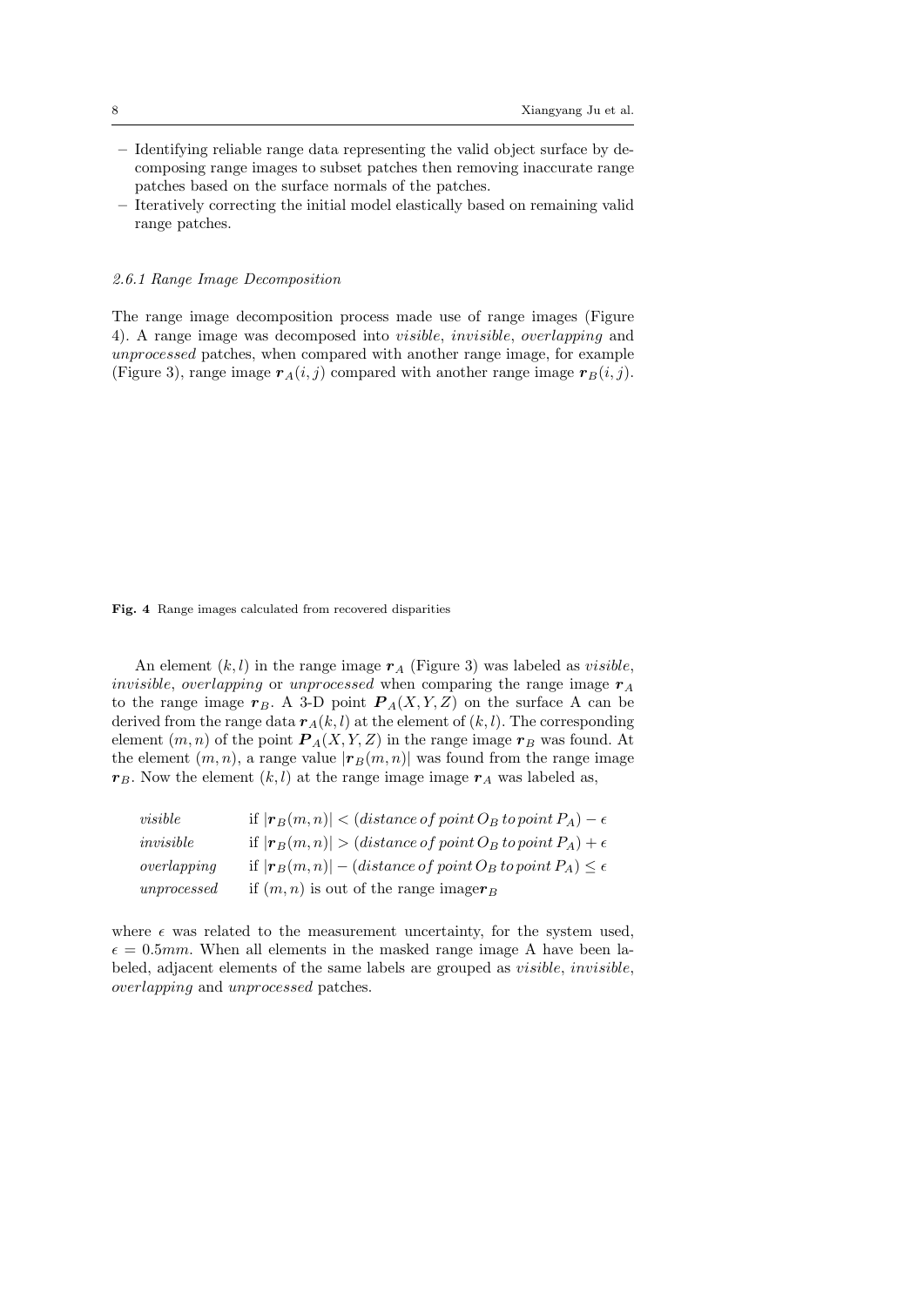– Identifying reliable range data representing the valid object surface by decomposing range images to subset patches then removing inaccurate range patches based on the surface normals of the patches.
– Iteratively correcting the initial model elastically based on remaining valid range patches.

### 2.6.1 Range Image Decomposition

The range image decomposition process made use of range images (Figure 4). A range image was decomposed into *visible*, *invisible*, *overlapping* and *unprocessed* patches, when compared with another range image, for example (Figure 3), range image $\boldsymbol{r}_A(i,j)$ compared with another range image $\boldsymbol{r}_B(i,j)$.

**Fig. 4** Range images calculated from recovered disparities

An element $(k,l)$ in the range image $\boldsymbol{r}_A$ (Figure 3) was labeled as *visible*, *invisible*, *overlapping* or *unprocessed* when comparing the range image $\boldsymbol{r}_A$ to the range image $\boldsymbol{r}_B$. A 3-D point $\boldsymbol{P}_A(X,Y,Z)$ on the surface A can be derived from the range data $\boldsymbol{r}_A(k,l)$ at the element of $(k,l)$. The corresponding element $(m,n)$ of the point $\boldsymbol{P}_A(X,Y,Z)$ in the range image $\boldsymbol{r}_B$ was found. At the element $(m,n)$, a range value $|\boldsymbol{r}_B(m,n)|$ was found from the range image $\boldsymbol{r}_B$. Now the element $(k,l)$ at the range image image $\boldsymbol{r}_A$ was labeled as,

$$
\begin{array}{ll}
\textit{visible} & \text{if } |\boldsymbol{r}_B(m,n)| < (distance\,of\,point\,O_B\,to\,point\,P_A) - \epsilon \\
\textit{invisible} & \text{if } |\boldsymbol{r}_B(m,n)| > (distance\,of\,point\,O_B\,to\,point\,P_A) + \epsilon \\
\textit{overlapping} & \text{if } |\boldsymbol{r}_B(m,n)| - (distance\,of\,point\,O_B\,to\,point\,P_A) \leq \epsilon \\
\textit{unprocessed} & \text{if } (m,n) \text{ is out of the range image} \boldsymbol{r}_B
\end{array}
$$

where $\epsilon$ was related to the measurement uncertainty, for the system used, $\epsilon = 0.5mm$. When all elements in the masked range image A have been labeled, adjacent elements of the same labels are grouped as *visible*, *invisible*, *overlapping* and *unprocessed* patches.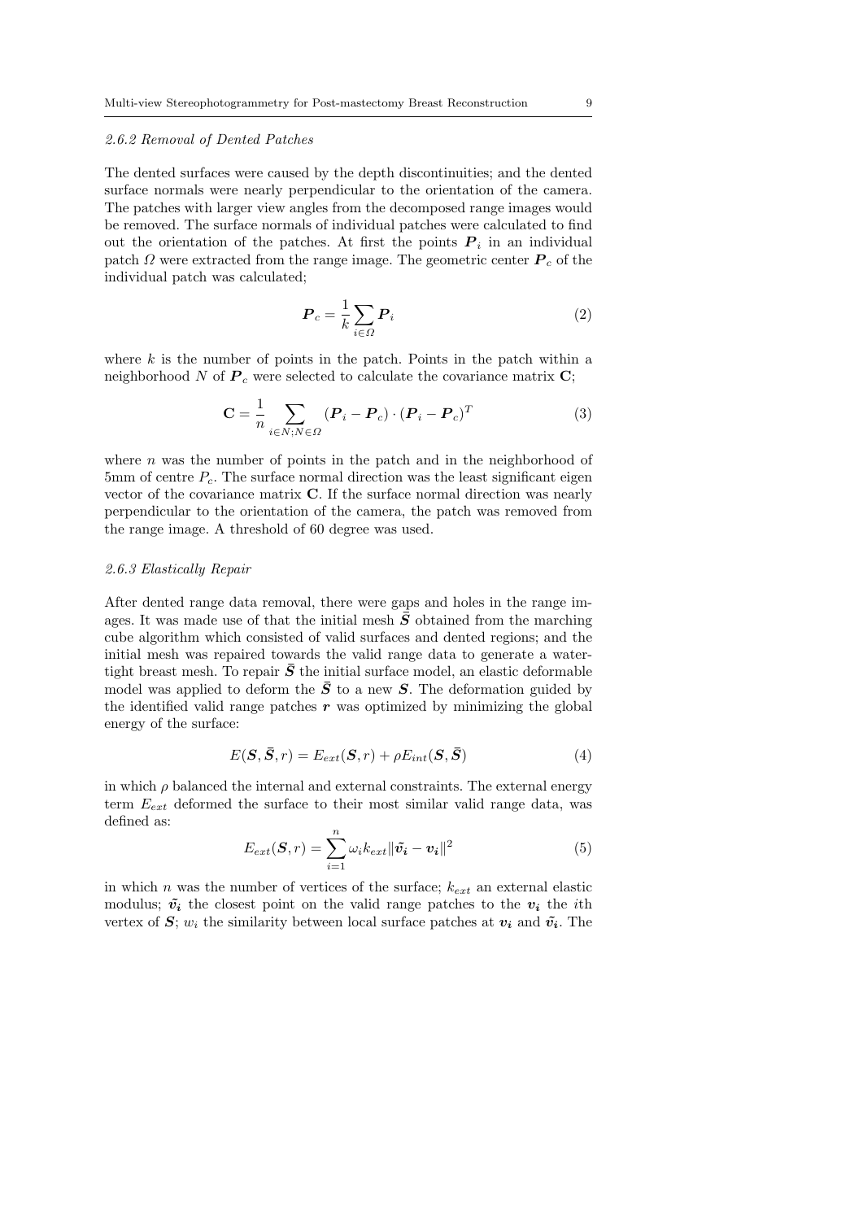#### 2.6.2 Removal of Dented Patches

The dented surfaces were caused by the depth discontinuities; and the dented surface normals were nearly perpendicular to the orientation of the camera. The patches with larger view angles from the decomposed range images would be removed. The surface normals of individual patches were calculated to find out the orientation of the patches. At first the points $\boldsymbol{P}_i$ in an individual patch $\Omega$ were extracted from the range image. The geometric center $\boldsymbol{P}_c$ of the individual patch was calculated;

$$\boldsymbol{P}_c = \frac{1}{k} \sum_{i \in \Omega} \boldsymbol{P}_i \tag{2}$$

where $k$ is the number of points in the patch. Points in the patch within a neighborhood $N$ of $\boldsymbol{P}_c$ were selected to calculate the covariance matrix $\mathbf{C}$;

$$\mathbf{C} = \frac{1}{n} \sum_{i \in N; N \in \Omega} (\boldsymbol{P}_i - \boldsymbol{P}_c) \cdot (\boldsymbol{P}_i - \boldsymbol{P}_c)^T \tag{3}$$

where $n$ was the number of points in the patch and in the neighborhood of 5mm of centre $P_c$. The surface normal direction was the least significant eigen vector of the covariance matrix $\mathbf{C}$. If the surface normal direction was nearly perpendicular to the orientation of the camera, the patch was removed from the range image. A threshold of 60 degree was used.

#### 2.6.3 Elastically Repair

After dented range data removal, there were gaps and holes in the range images. It was made use of that the initial mesh $\bar{\boldsymbol{S}}$ obtained from the marching cube algorithm which consisted of valid surfaces and dented regions; and the initial mesh was repaired towards the valid range data to generate a water-tight breast mesh. To repair $\bar{\boldsymbol{S}}$ the initial surface model, an elastic deformable model was applied to deform the $\bar{\boldsymbol{S}}$ to a new $\boldsymbol{S}$. The deformation guided by the identified valid range patches $\boldsymbol{r}$ was optimized by minimizing the global energy of the surface:

$$E(\boldsymbol{S}, \bar{\boldsymbol{S}}, r) = E_{ext}(\boldsymbol{S}, r) + \rho E_{int}(\boldsymbol{S}, \bar{\boldsymbol{S}}) \tag{4}$$

in which $\rho$ balanced the internal and external constraints. The external energy term $E_{ext}$ deformed the surface to their most similar valid range data, was defined as:

$$E_{ext}(\boldsymbol{S}, r) = \sum_{i=1}^{n} \omega_i k_{ext} \|\tilde{\boldsymbol{v}}_{\boldsymbol{i}} - \boldsymbol{v}_{\boldsymbol{i}}\|^2 \tag{5}$$

in which $n$ was the number of vertices of the surface; $k_{ext}$ an external elastic modulus; $\tilde{\boldsymbol{v}}_{\boldsymbol{i}}$ the closest point on the valid range patches to the $\boldsymbol{v}_{\boldsymbol{i}}$ the $i$th vertex of $\boldsymbol{S}$; $w_i$ the similarity between local surface patches at $\boldsymbol{v}_{\boldsymbol{i}}$ and $\tilde{\boldsymbol{v}}_{\boldsymbol{i}}$. The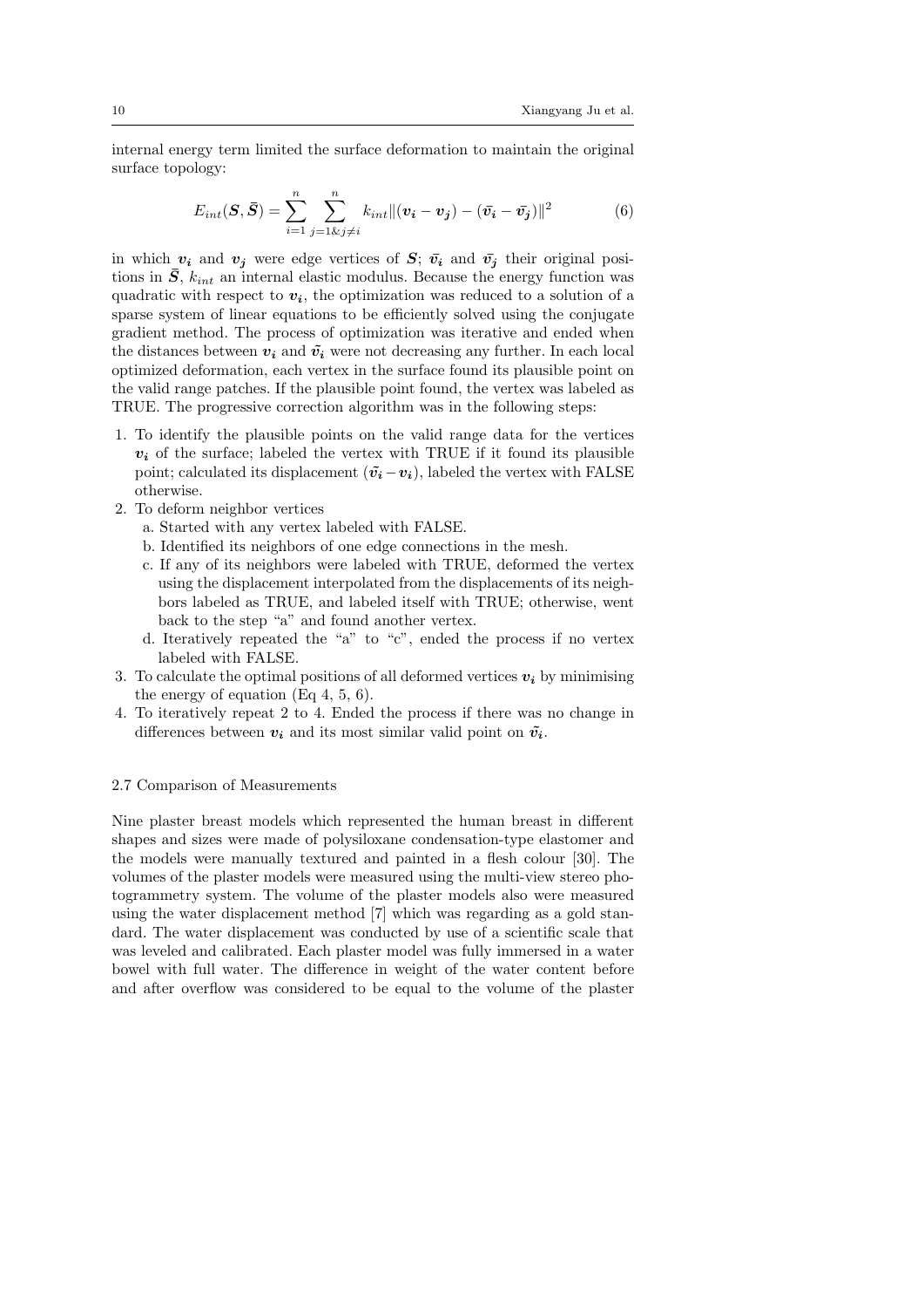internal energy term limited the surface deformation to maintain the original surface topology:

$$E_{int}(\boldsymbol{S}, \bar{\boldsymbol{S}}) = \sum_{i=1}^{n} \sum_{j=1 \& j \neq i}^{n} k_{int} \|(\boldsymbol{v_i} - \boldsymbol{v_j}) - (\bar{\boldsymbol{v}}_{\boldsymbol{i}} - \bar{\boldsymbol{v}}_{\boldsymbol{j}})\|^2 \tag{6}$$

in which $\boldsymbol{v_i}$ and $\boldsymbol{v_j}$ were edge vertices of $\boldsymbol{S}$; $\bar{\boldsymbol{v}}_{\boldsymbol{i}}$ and $\bar{\boldsymbol{v}}_{\boldsymbol{j}}$ their original positions in $\bar{\boldsymbol{S}}$, $k_{int}$ an internal elastic modulus. Because the energy function was quadratic with respect to $\boldsymbol{v_i}$, the optimization was reduced to a solution of a sparse system of linear equations to be efficiently solved using the conjugate gradient method. The process of optimization was iterative and ended when the distances between $\boldsymbol{v_i}$ and $\tilde{\boldsymbol{v}}_{\boldsymbol{i}}$ were not decreasing any further. In each local optimized deformation, each vertex in the surface found its plausible point on the valid range patches. If the plausible point found, the vertex was labeled as TRUE. The progressive correction algorithm was in the following steps:

1. To identify the plausible points on the valid range data for the vertices $\boldsymbol{v_i}$ of the surface; labeled the vertex with TRUE if it found its plausible point; calculated its displacement $(\tilde{\boldsymbol{v}}_{\boldsymbol{i}} - \boldsymbol{v_i})$, labeled the vertex with FALSE otherwise.
2. To deform neighbor vertices
   a. Started with any vertex labeled with FALSE.
   b. Identified its neighbors of one edge connections in the mesh.
   c. If any of its neighbors were labeled with TRUE, deformed the vertex using the displacement interpolated from the displacements of its neighbors labeled as TRUE, and labeled itself with TRUE; otherwise, went back to the step "a" and found another vertex.
   d. Iteratively repeated the "a" to "c", ended the process if no vertex labeled with FALSE.
3. To calculate the optimal positions of all deformed vertices $\boldsymbol{v_i}$ by minimising the energy of equation (Eq 4, 5, 6).
4. To iteratively repeat 2 to 4. Ended the process if there was no change in differences between $\boldsymbol{v_i}$ and its most similar valid point on $\tilde{\boldsymbol{v}}_{\boldsymbol{i}}$.

### 2.7 Comparison of Measurements

Nine plaster breast models which represented the human breast in different shapes and sizes were made of polysiloxane condensation-type elastomer and the models were manually textured and painted in a flesh colour [30]. The volumes of the plaster models were measured using the multi-view stereo photogrammetry system. The volume of the plaster models also were measured using the water displacement method [7] which was regarding as a gold standard. The water displacement was conducted by use of a scientific scale that was leveled and calibrated. Each plaster model was fully immersed in a water bowel with full water. The difference in weight of the water content before and after overflow was considered to be equal to the volume of the plaster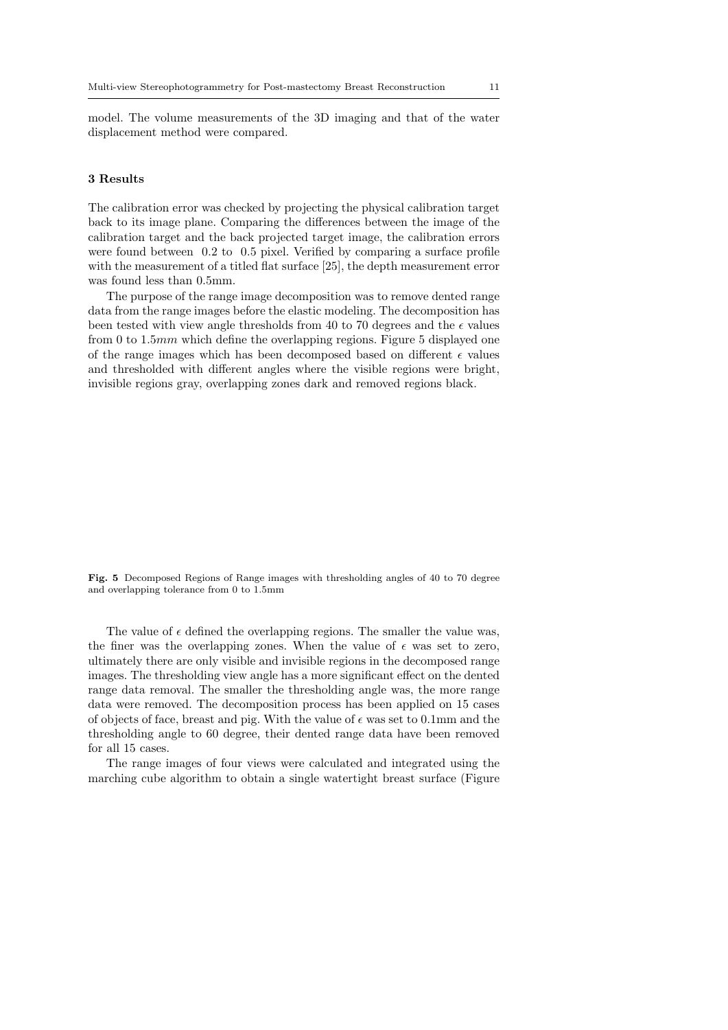model. The volume measurements of the 3D imaging and that of the water displacement method were compared.

## 3 Results

The calibration error was checked by projecting the physical calibration target back to its image plane. Comparing the differences between the image of the calibration target and the back projected target image, the calibration errors were found between 0.2 to 0.5 pixel. Verified by comparing a surface profile with the measurement of a titled flat surface [25], the depth measurement error was found less than 0.5mm.

The purpose of the range image decomposition was to remove dented range data from the range images before the elastic modeling. The decomposition has been tested with view angle thresholds from 40 to 70 degrees and the $\epsilon$ values from 0 to 1.5$mm$ which define the overlapping regions. Figure 5 displayed one of the range images which has been decomposed based on different $\epsilon$ values and thresholded with different angles where the visible regions were bright, invisible regions gray, overlapping zones dark and removed regions black.

**Fig. 5** Decomposed Regions of Range images with thresholding angles of 40 to 70 degree and overlapping tolerance from 0 to 1.5mm

The value of $\epsilon$ defined the overlapping regions. The smaller the value was, the finer was the overlapping zones. When the value of $\epsilon$ was set to zero, ultimately there are only visible and invisible regions in the decomposed range images. The thresholding view angle has a more significant effect on the dented range data removal. The smaller the thresholding angle was, the more range data were removed. The decomposition process has been applied on 15 cases of objects of face, breast and pig. With the value of $\epsilon$ was set to 0.1mm and the thresholding angle to 60 degree, their dented range data have been removed for all 15 cases.

The range images of four views were calculated and integrated using the marching cube algorithm to obtain a single watertight breast surface (Figure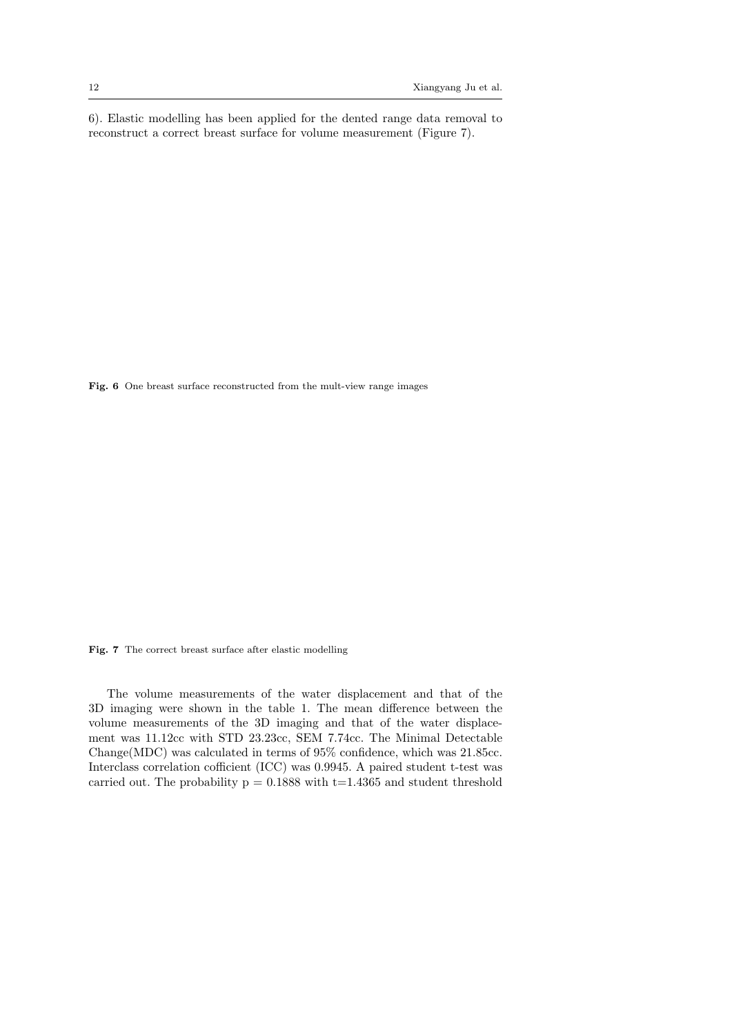6). Elastic modelling has been applied for the dented range data removal to reconstruct a correct breast surface for volume measurement (Figure 7).

**Fig. 6** One breast surface reconstructed from the mult-view range images

**Fig. 7** The correct breast surface after elastic modelling

The volume measurements of the water displacement and that of the 3D imaging were shown in the table 1. The mean difference between the volume measurements of the 3D imaging and that of the water displacement was 11.12cc with STD 23.23cc, SEM 7.74cc. The Minimal Detectable Change(MDC) was calculated in terms of 95% confidence, which was 21.85cc. Interclass correlation cofficient (ICC) was 0.9945. A paired student t-test was carried out. The probability p = 0.1888 with t=1.4365 and student threshold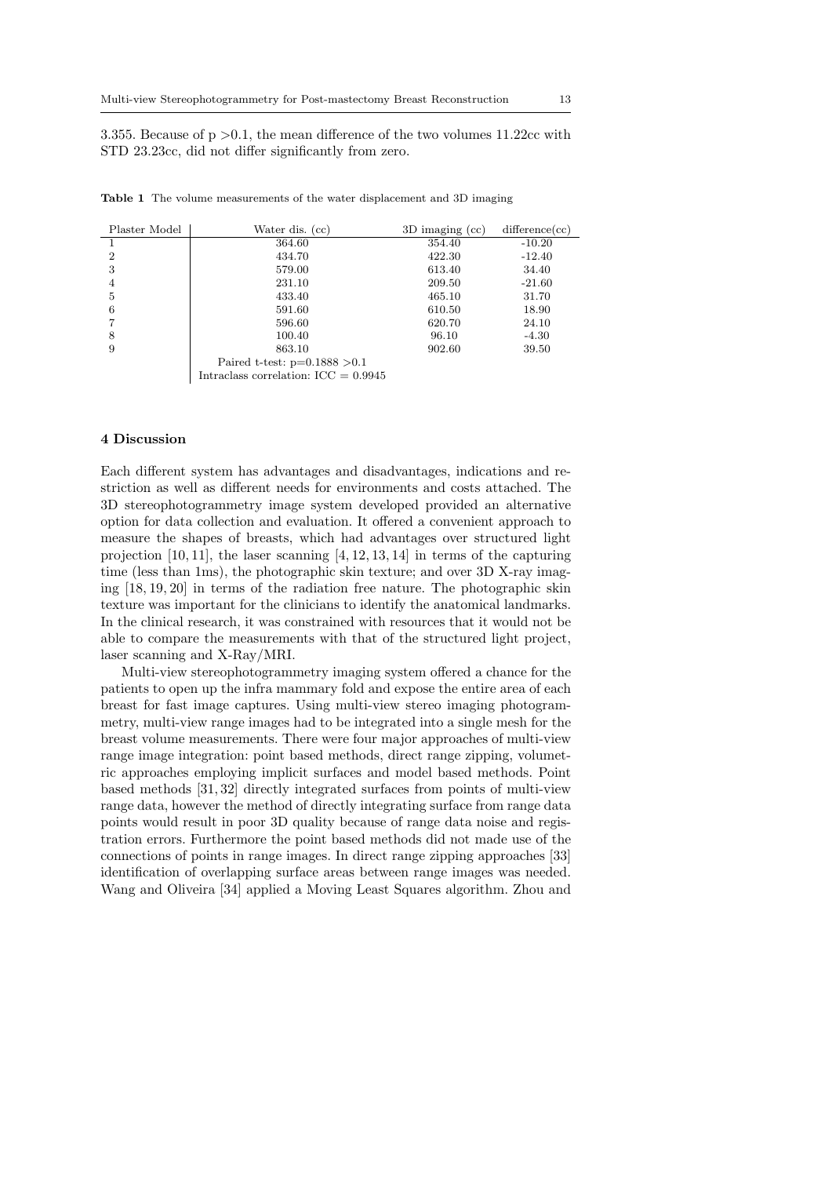3.355. Because of $p > 0.1$, the mean difference of the two volumes 11.22cc with STD 23.23cc, did not differ significantly from zero.

**Table 1** The volume measurements of the water displacement and 3D imaging

| Plaster Model | Water dis. (cc) | 3D imaging (cc) | difference(cc) |
|---|---|---|---|
| 1 | 364.60 | 354.40 | -10.20 |
| 2 | 434.70 | 422.30 | -12.40 |
| 3 | 579.00 | 613.40 | 34.40 |
| 4 | 231.10 | 209.50 | -21.60 |
| 5 | 433.40 | 465.10 | 31.70 |
| 6 | 591.60 | 610.50 | 18.90 |
| 7 | 596.60 | 620.70 | 24.10 |
| 8 | 100.40 | 96.10 | -4.30 |
| 9 | 863.10 | 902.60 | 39.50 |
| | Paired t-test: $p=0.1888 > 0.1$ | | |
| | Intraclass correlation: ICC = 0.9945 | | |

## 4 Discussion

Each different system has advantages and disadvantages, indications and restriction as well as different needs for environments and costs attached. The 3D stereophotogrammetry image system developed provided an alternative option for data collection and evaluation. It offered a convenient approach to measure the shapes of breasts, which had advantages over structured light projection [10, 11], the laser scanning [4, 12, 13, 14] in terms of the capturing time (less than 1ms), the photographic skin texture; and over 3D X-ray imaging [18, 19, 20] in terms of the radiation free nature. The photographic skin texture was important for the clinicians to identify the anatomical landmarks. In the clinical research, it was constrained with resources that it would not be able to compare the measurements with that of the structured light project, laser scanning and X-Ray/MRI.

Multi-view stereophotogrammetry imaging system offered a chance for the patients to open up the infra mammary fold and expose the entire area of each breast for fast image captures. Using multi-view stereo imaging photogrammetry, multi-view range images had to be integrated into a single mesh for the breast volume measurements. There were four major approaches of multi-view range image integration: point based methods, direct range zipping, volumetric approaches employing implicit surfaces and model based methods. Point based methods [31, 32] directly integrated surfaces from points of multi-view range data, however the method of directly integrating surface from range data points would result in poor 3D quality because of range data noise and registration errors. Furthermore the point based methods did not made use of the connections of points in range images. In direct range zipping approaches [33] identification of overlapping surface areas between range images was needed. Wang and Oliveira [34] applied a Moving Least Squares algorithm. Zhou and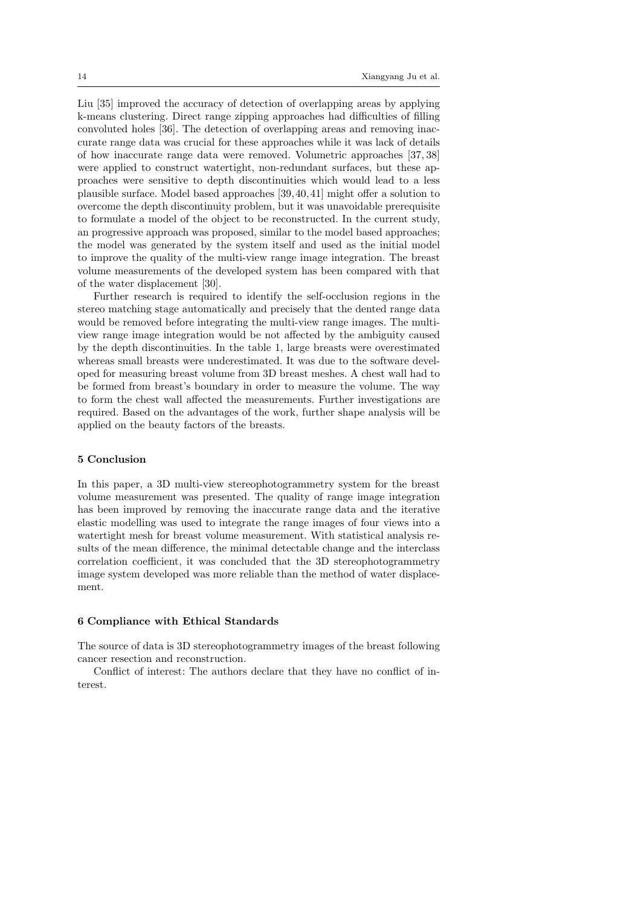Liu [35] improved the accuracy of detection of overlapping areas by applying k-means clustering. Direct range zipping approaches had difficulties of filling convoluted holes [36]. The detection of overlapping areas and removing inaccurate range data was crucial for these approaches while it was lack of details of how inaccurate range data were removed. Volumetric approaches [37, 38] were applied to construct watertight, non-redundant surfaces, but these approaches were sensitive to depth discontinuities which would lead to a less plausible surface. Model based approaches [39, 40, 41] might offer a solution to overcome the depth discontinuity problem, but it was unavoidable prerequisite to formulate a model of the object to be reconstructed. In the current study, an progressive approach was proposed, similar to the model based approaches; the model was generated by the system itself and used as the initial model to improve the quality of the multi-view range image integration. The breast volume measurements of the developed system has been compared with that of the water displacement [30].

Further research is required to identify the self-occlusion regions in the stereo matching stage automatically and precisely that the dented range data would be removed before integrating the multi-view range images. The multi-view range image integration would be not affected by the ambiguity caused by the depth discontinuities. In the table 1, large breasts were overestimated whereas small breasts were underestimated. It was due to the software developed for measuring breast volume from 3D breast meshes. A chest wall had to be formed from breast's boundary in order to measure the volume. The way to form the chest wall affected the measurements. Further investigations are required. Based on the advantages of the work, further shape analysis will be applied on the beauty factors of the breasts.

## 5 Conclusion

In this paper, a 3D multi-view stereophotogrammetry system for the breast volume measurement was presented. The quality of range image integration has been improved by removing the inaccurate range data and the iterative elastic modelling was used to integrate the range images of four views into a watertight mesh for breast volume measurement. With statistical analysis results of the mean difference, the minimal detectable change and the interclass correlation coefficient, it was concluded that the 3D stereophotogrammetry image system developed was more reliable than the method of water displacement.

## 6 Compliance with Ethical Standards

The source of data is 3D stereophotogrammetry images of the breast following cancer resection and reconstruction.

Conflict of interest: The authors declare that they have no conflict of interest.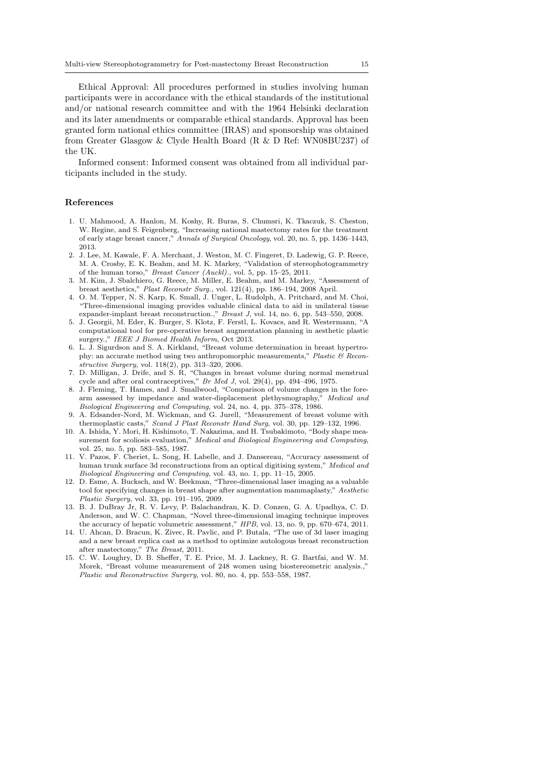Ethical Approval: All procedures performed in studies involving human participants were in accordance with the ethical standards of the institutional and/or national research committee and with the 1964 Helsinki declaration and its later amendments or comparable ethical standards. Approval has been granted form national ethics committee (IRAS) and sponsorship was obtained from Greater Glasgow & Clyde Health Board (R & D Ref: WN08BU237) of the UK.

Informed consent: Informed consent was obtained from all individual participants included in the study.

## References

1. U. Mahmood, A. Hanlon, M. Koshy, R. Buras, S. Chumsri, K. Tkaczuk, S. Cheston, W. Regine, and S. Feigenberg, "Increasing national mastectomy rates for the treatment of early stage breast cancer," *Annals of Surgical Oncology*, vol. 20, no. 5, pp. 1436–1443, 2013.
2. J. Lee, M. Kawale, F. A. Merchant, J. Weston, M. C. Fingeret, D. Ladewig, G. P. Reece, M. A. Crosby, E. K. Beahm, and M. K. Markey, "Validation of stereophotogrammetry of the human torso," *Breast Cancer (Auckl).*, vol. 5, pp. 15–25, 2011.
3. M. Kim, J. Sbalchiero, G. Reece, M. Miller, E. Beahm, and M. Markey, "Assessment of breast aesthetics," *Plast Reconstr Surg.*, vol. 121(4), pp. 186–194, 2008 April.
4. O. M. Tepper, N. S. Karp, K. Small, J. Unger, L. Rudolph, A. Pritchard, and M. Choi, "Three-dimensional imaging provides valuable clinical data to aid in unilateral tissue expander-implant breast reconstruction.," *Breast J*, vol. 14, no. 6, pp. 543–550, 2008.
5. J. Georgii, M. Eder, K. Burger, S. Klotz, F. Ferstl, L. Kovacs, and R. Westermann, "A computational tool for pre-operative breast augmentation planning in aesthetic plastic surgery.," *IEEE J Biomed Health Inform*, Oct 2013.
6. L. J. Sigurdson and S. A. Kirkland, "Breast volume determination in breast hypertrophy: an accurate method using two anthropomorphic measurements," *Plastic & Reconstructive Surgery*, vol. 118(2), pp. 313–320, 2006.
7. D. Milligan, J. Drife, and S. R, "Changes in breast volume during normal menstrual cycle and after oral contraceptives," *Br Med J*, vol. 29(4), pp. 494–496, 1975.
8. J. Fleming, T. Hames, and J. Smallwood, "Comparison of volume changes in the forearm assessed by impedance and water-displacement plethysmography," *Medical and Biological Engineering and Computing*, vol. 24, no. 4, pp. 375–378, 1986.
9. A. Edsander-Nord, M. Wickman, and G. Jurell, "Measurement of breast volume with thermoplastic casts," *Scand J Plast Reconstr Hand Surg*, vol. 30, pp. 129–132, 1996.
10. A. Ishida, Y. Mori, H. Kishimoto, T. Nakazima, and H. Tsubakimoto, "Body shape measurement for scoliosis evaluation," *Medical and Biological Engineering and Computing*, vol. 25, no. 5, pp. 583–585, 1987.
11. V. Pazos, F. Cheriet, L. Song, H. Labelle, and J. Dansereau, "Accuracy assessment of human trunk surface 3d reconstructions from an optical digitising system," *Medical and Biological Engineering and Computing*, vol. 43, no. 1, pp. 11–15, 2005.
12. D. Esme, A. Bucksch, and W. Beekman, "Three-dimensional laser imaging as a valuable tool for specifying changes in breast shape after augmentation mammaplasty," *Aesthetic Plastic Surgery*, vol. 33, pp. 191–195, 2009.
13. B. J. DuBray Jr, R. V. Levy, P. Balachandran, K. D. Conzen, G. A. Upadhya, C. D. Anderson, and W. C. Chapman, "Novel three-dimensional imaging technique improves the accuracy of hepatic volumetric assessment," *HPB*, vol. 13, no. 9, pp. 670–674, 2011.
14. U. Ahcan, D. Bracun, K. Zivec, R. Pavlic, and P. Butala, "The use of 3d laser imaging and a new breast replica cast as a method to optimize autologous breast reconstruction after mastectomy," *The Breast*, 2011.
15. C. W. Loughry, D. B. Sheffer, T. E. Price, M. J. Lackney, R. G. Bartfai, and W. M. Morek, "Breast volume measurement of 248 women using biostereometric analysis.," *Plastic and Reconstructive Surgery*, vol. 80, no. 4, pp. 553–558, 1987.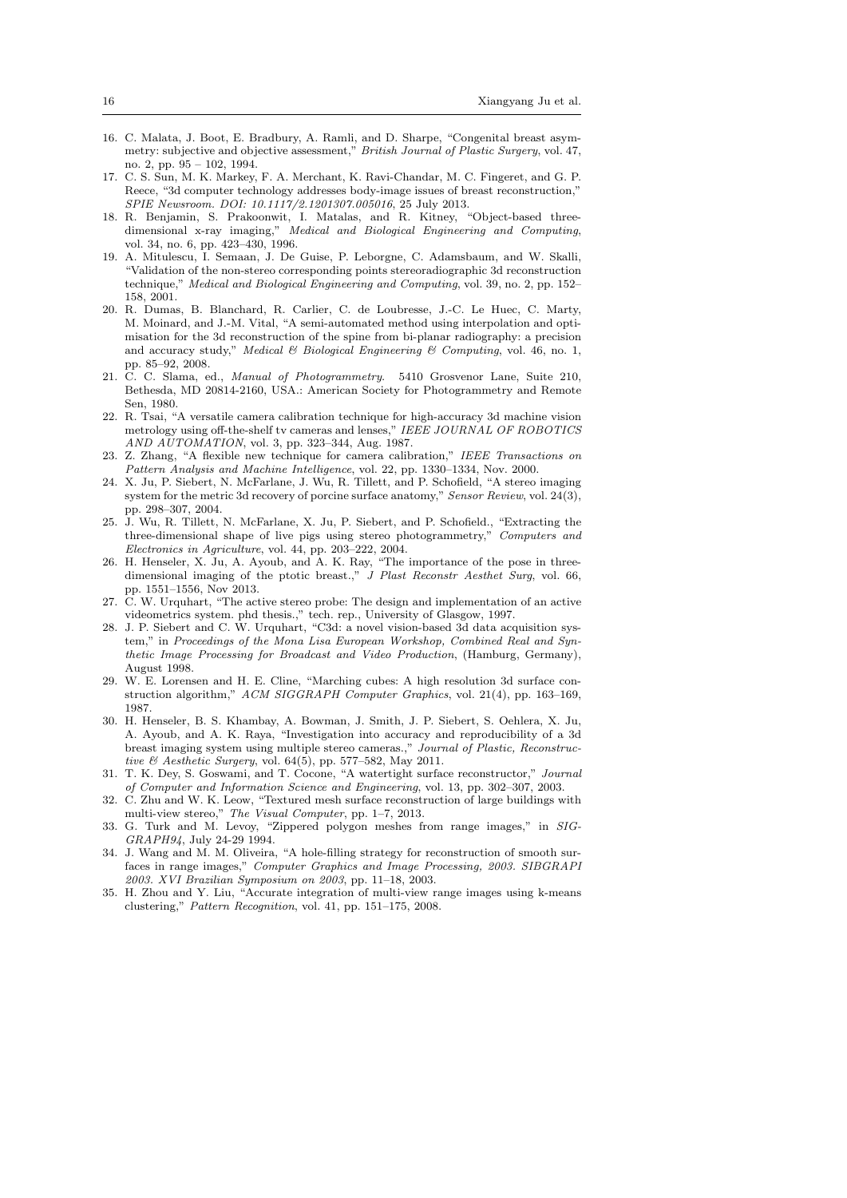16. C. Malata, J. Boot, E. Bradbury, A. Ramli, and D. Sharpe, "Congenital breast asymmetry: subjective and objective assessment," *British Journal of Plastic Surgery*, vol. 47, no. 2, pp. 95 – 102, 1994.
17. C. S. Sun, M. K. Markey, F. A. Merchant, K. Ravi-Chandar, M. C. Fingeret, and G. P. Reece, "3d computer technology addresses body-image issues of breast reconstruction," *SPIE Newsroom. DOI: 10.1117/2.1201307.005016*, 25 July 2013.
18. R. Benjamin, S. Prakoonwit, I. Matalas, and R. Kitney, "Object-based three-dimensional x-ray imaging," *Medical and Biological Engineering and Computing*, vol. 34, no. 6, pp. 423–430, 1996.
19. A. Mitulescu, I. Semaan, J. De Guise, P. Leborgne, C. Adamsbaum, and W. Skalli, "Validation of the non-stereo corresponding points stereoradiographic 3d reconstruction technique," *Medical and Biological Engineering and Computing*, vol. 39, no. 2, pp. 152–158, 2001.
20. R. Dumas, B. Blanchard, R. Carlier, C. de Loubresse, J.-C. Le Huec, C. Marty, M. Moinard, and J.-M. Vital, "A semi-automated method using interpolation and optimisation for the 3d reconstruction of the spine from bi-planar radiography: a precision and accuracy study," *Medical & Biological Engineering & Computing*, vol. 46, no. 1, pp. 85–92, 2008.
21. C. C. Slama, ed., *Manual of Photogrammetry*. 5410 Grosvenor Lane, Suite 210, Bethesda, MD 20814-2160, USA.: American Society for Photogrammetry and Remote Sen, 1980.
22. R. Tsai, "A versatile camera calibration technique for high-accuracy 3d machine vision metrology using off-the-shelf tv cameras and lenses," *IEEE JOURNAL OF ROBOTICS AND AUTOMATION*, vol. 3, pp. 323–344, Aug. 1987.
23. Z. Zhang, "A flexible new technique for camera calibration," *IEEE Transactions on Pattern Analysis and Machine Intelligence*, vol. 22, pp. 1330–1334, Nov. 2000.
24. X. Ju, P. Siebert, N. McFarlane, J. Wu, R. Tillett, and P. Schofield, "A stereo imaging system for the metric 3d recovery of porcine surface anatomy," *Sensor Review*, vol. 24(3), pp. 298–307, 2004.
25. J. Wu, R. Tillett, N. McFarlane, X. Ju, P. Siebert, and P. Schofield., "Extracting the three-dimensional shape of live pigs using stereo photogrammetry," *Computers and Electronics in Agriculture*, vol. 44, pp. 203–222, 2004.
26. H. Henseler, X. Ju, A. Ayoub, and A. K. Ray, "The importance of the pose in three-dimensional imaging of the ptotic breast.," *J Plast Reconstr Aesthet Surg*, vol. 66, pp. 1551–1556, Nov 2013.
27. C. W. Urquhart, "The active stereo probe: The design and implementation of an active videometrics system. phd thesis.," tech. rep., University of Glasgow, 1997.
28. J. P. Siebert and C. W. Urquhart, "C3d: a novel vision-based 3d data acquisition system," in *Proceedings of the Mona Lisa European Workshop, Combined Real and Synthetic Image Processing for Broadcast and Video Production*, (Hamburg, Germany), August 1998.
29. W. E. Lorensen and H. E. Cline, "Marching cubes: A high resolution 3d surface construction algorithm," *ACM SIGGRAPH Computer Graphics*, vol. 21(4), pp. 163–169, 1987.
30. H. Henseler, B. S. Khambay, A. Bowman, J. Smith, J. P. Siebert, S. Oehlera, X. Ju, A. Ayoub, and A. K. Raya, "Investigation into accuracy and reproducibility of a 3d breast imaging system using multiple stereo cameras.," *Journal of Plastic, Reconstructive & Aesthetic Surgery*, vol. 64(5), pp. 577–582, May 2011.
31. T. K. Dey, S. Goswami, and T. Cocone, "A watertight surface reconstructor," *Journal of Computer and Information Science and Engineering*, vol. 13, pp. 302–307, 2003.
32. C. Zhu and W. K. Leow, "Textured mesh surface reconstruction of large buildings with multi-view stereo," *The Visual Computer*, pp. 1–7, 2013.
33. G. Turk and M. Levoy, "Zippered polygon meshes from range images," in *SIGGRAPH94*, July 24-29 1994.
34. J. Wang and M. M. Oliveira, "A hole-filling strategy for reconstruction of smooth surfaces in range images," *Computer Graphics and Image Processing, 2003. SIBGRAPI 2003. XVI Brazilian Symposium on 2003*, pp. 11–18, 2003.
35. H. Zhou and Y. Liu, "Accurate integration of multi-view range images using k-means clustering," *Pattern Recognition*, vol. 41, pp. 151–175, 2008.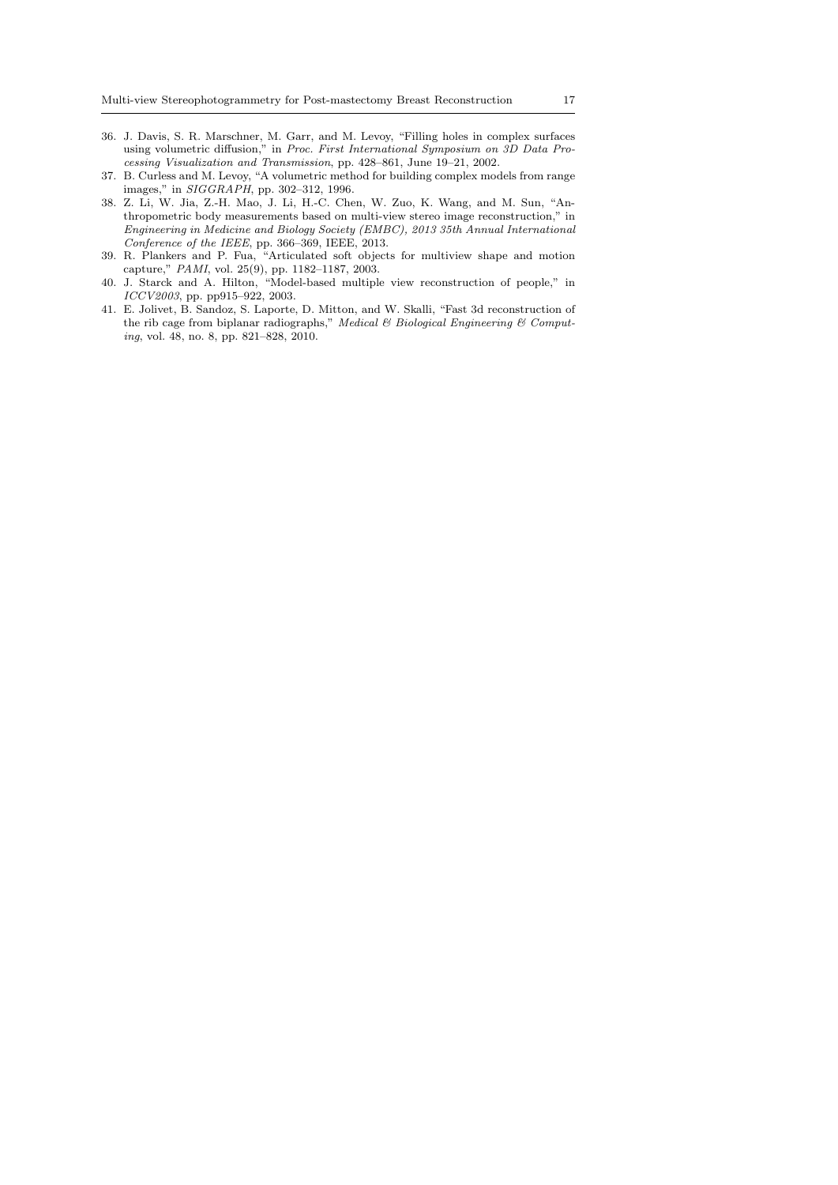36. J. Davis, S. R. Marschner, M. Garr, and M. Levoy, "Filling holes in complex surfaces using volumetric diffusion," in *Proc. First International Symposium on 3D Data Processing Visualization and Transmission*, pp. 428–861, June 19–21, 2002.
37. B. Curless and M. Levoy, "A volumetric method for building complex models from range images," in *SIGGRAPH*, pp. 302–312, 1996.
38. Z. Li, W. Jia, Z.-H. Mao, J. Li, H.-C. Chen, W. Zuo, K. Wang, and M. Sun, "Anthropometric body measurements based on multi-view stereo image reconstruction," in *Engineering in Medicine and Biology Society (EMBC), 2013 35th Annual International Conference of the IEEE*, pp. 366–369, IEEE, 2013.
39. R. Plankers and P. Fua, "Articulated soft objects for multiview shape and motion capture," *PAMI*, vol. 25(9), pp. 1182–1187, 2003.
40. J. Starck and A. Hilton, "Model-based multiple view reconstruction of people," in *ICCV2003*, pp. pp915–922, 2003.
41. E. Jolivet, B. Sandoz, S. Laporte, D. Mitton, and W. Skalli, "Fast 3d reconstruction of the rib cage from biplanar radiographs," *Medical & Biological Engineering & Computing*, vol. 48, no. 8, pp. 821–828, 2010.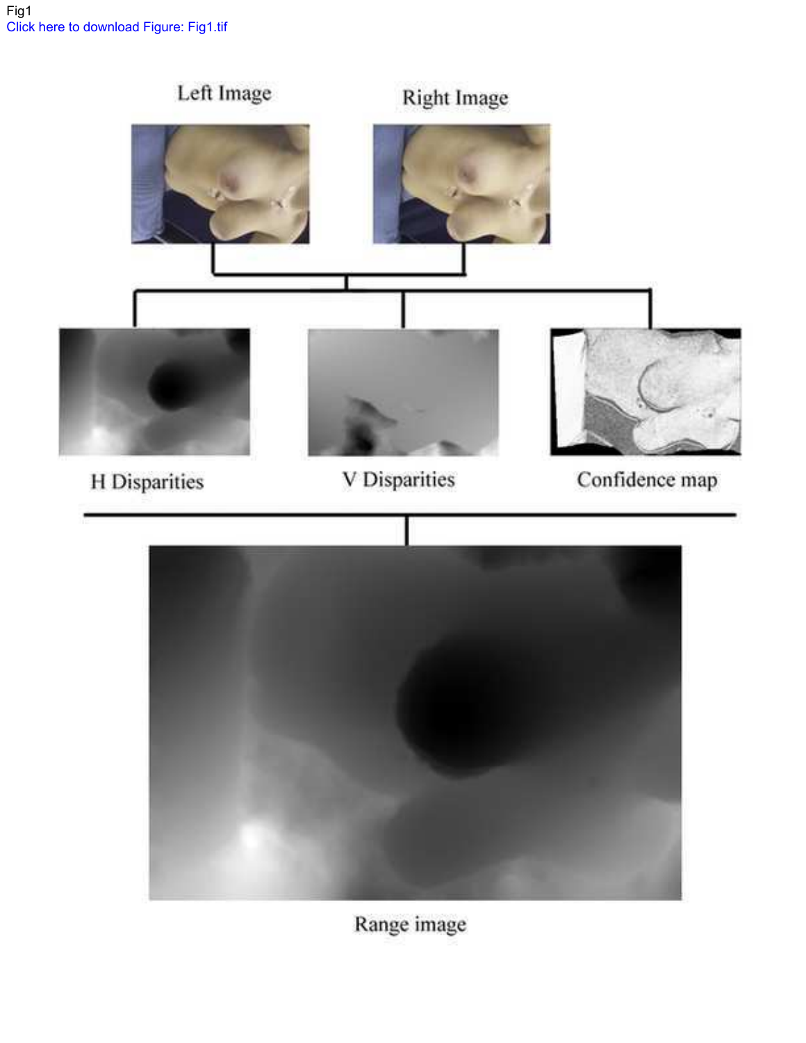Fig1

Click here to download Figure: Fig1.tif

Left Image

Right Image

H Disparities

V Disparities

Confidence map

Range image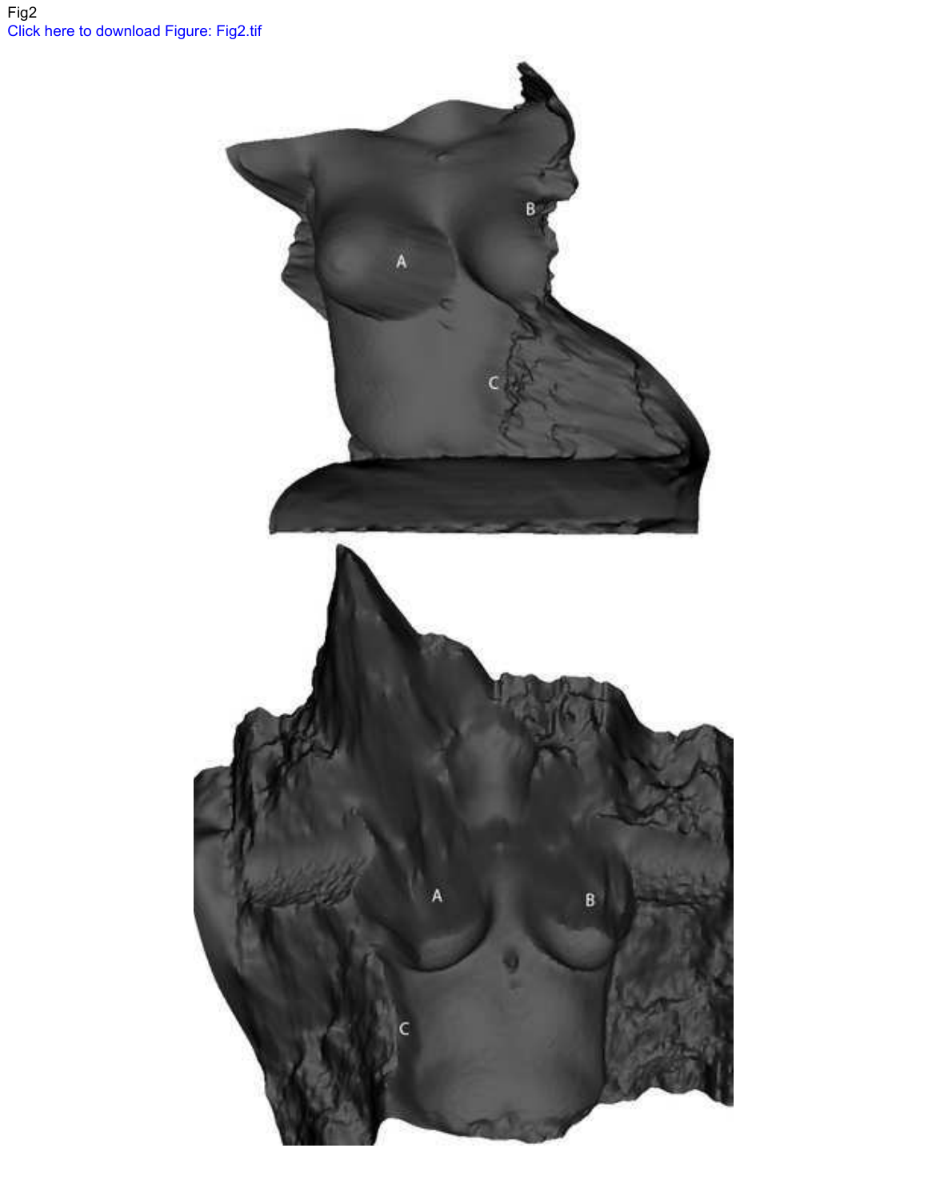Fig2

Click here to download Figure: Fig2.tif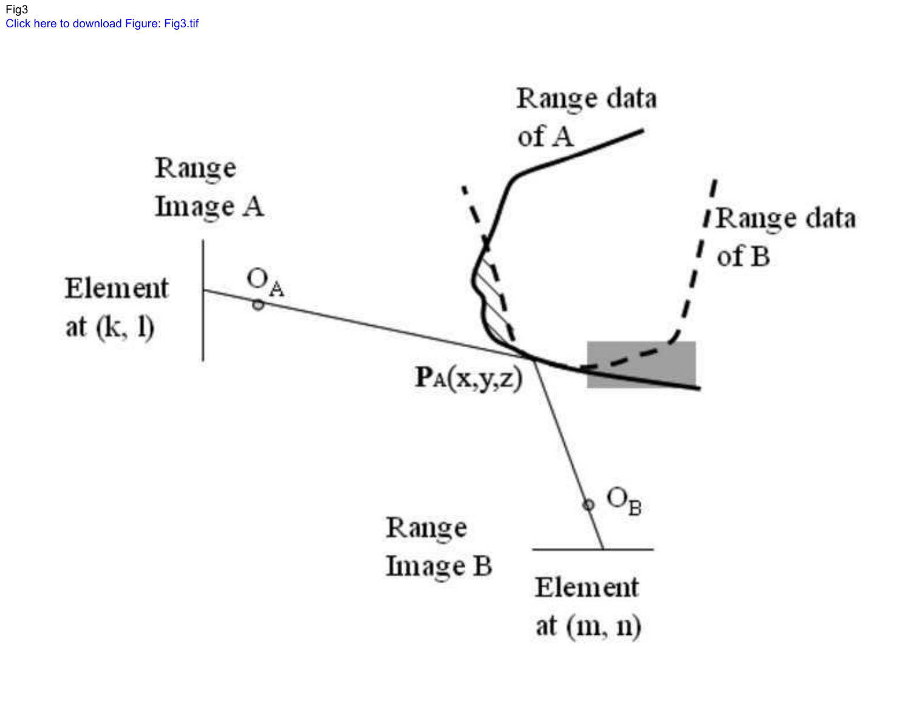Fig3

Click here to download Figure: Fig3.tif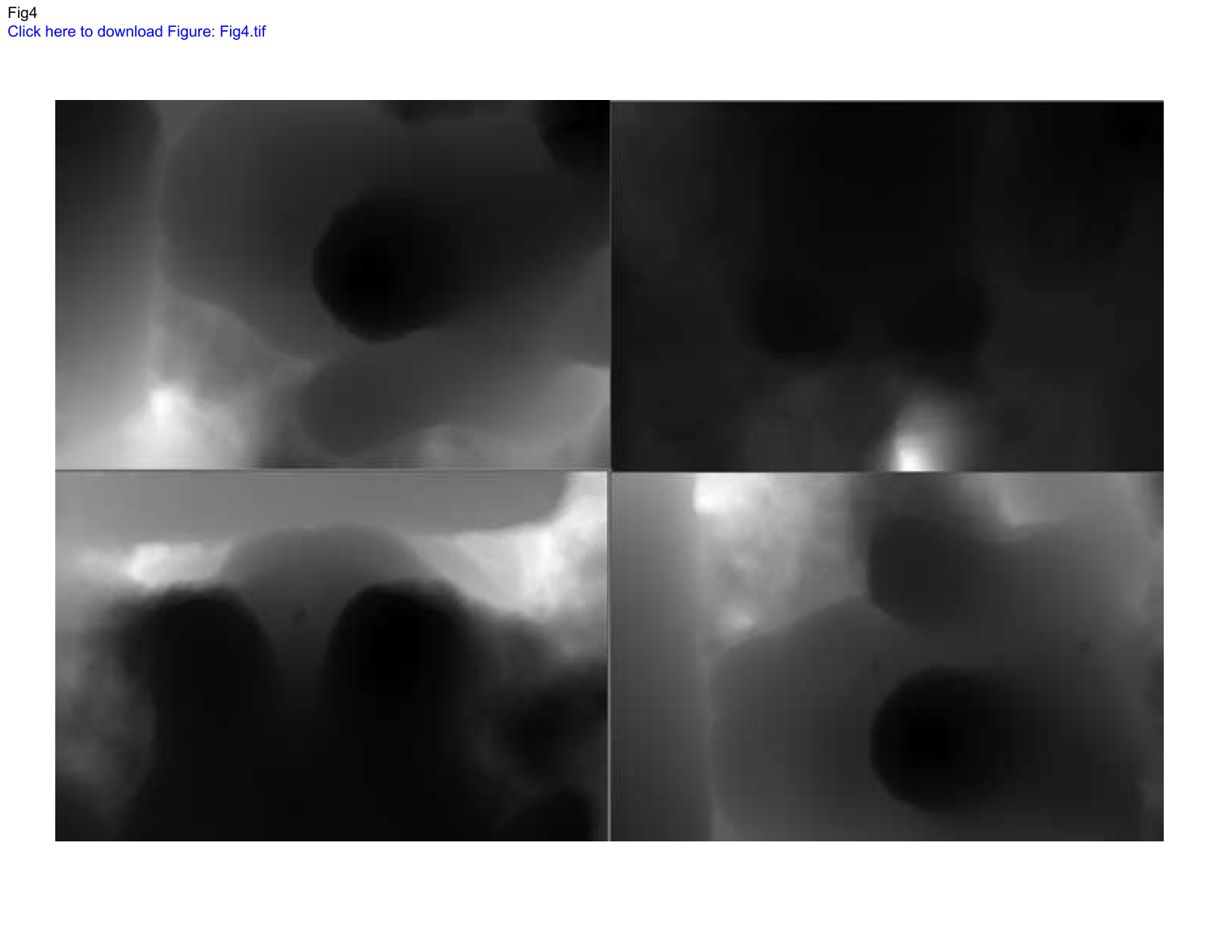Fig4

Click here to download Figure: Fig4.tif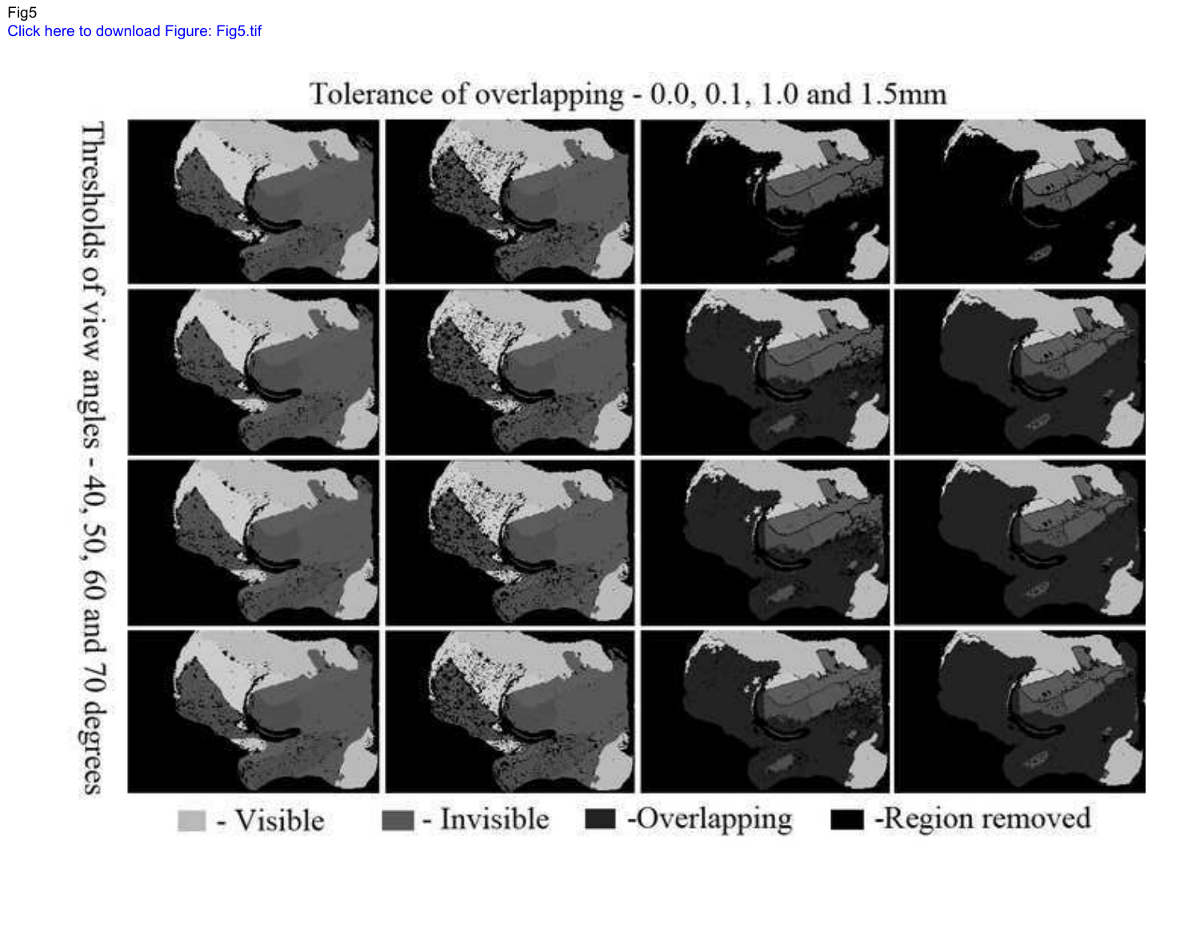Fig5

Click here to download Figure: Fig5.tif

Tolerance of overlapping - 0.0, 0.1, 1.0 and 1.5mm

Thresholds of view angles - 40, 50, 60 and 70 degrees

- Visible - Invisible -Overlapping -Region removed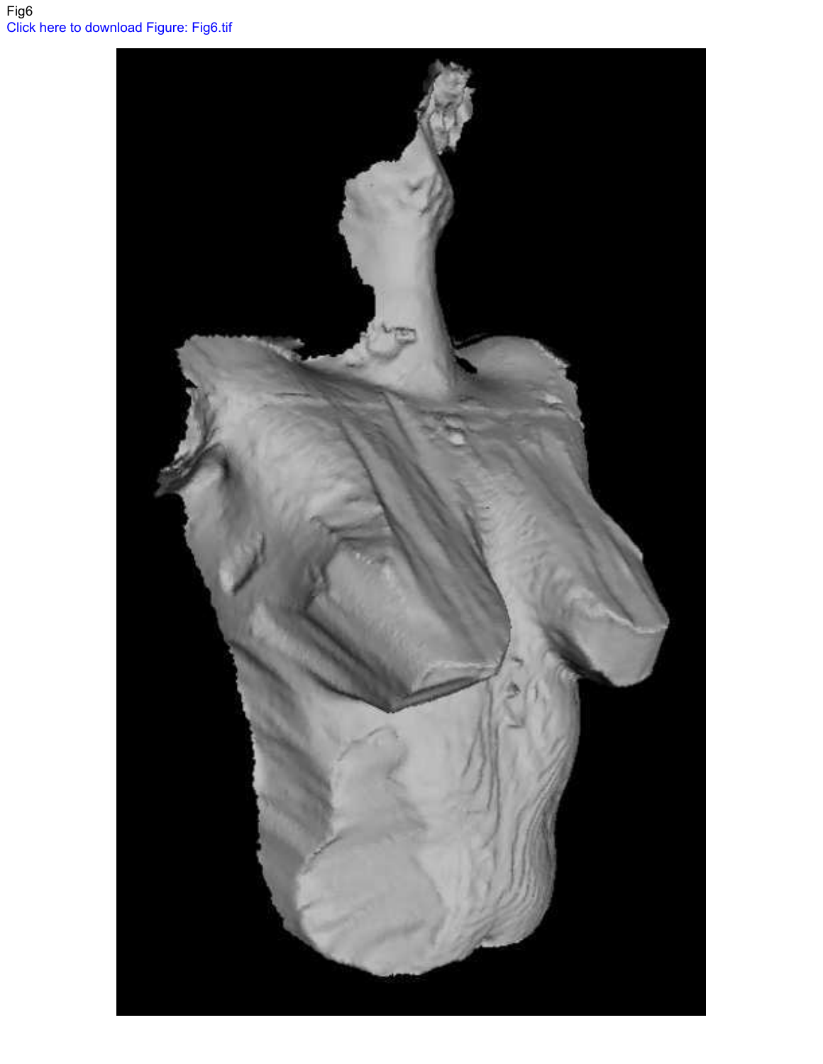Fig6

Click here to download Figure: Fig6.tif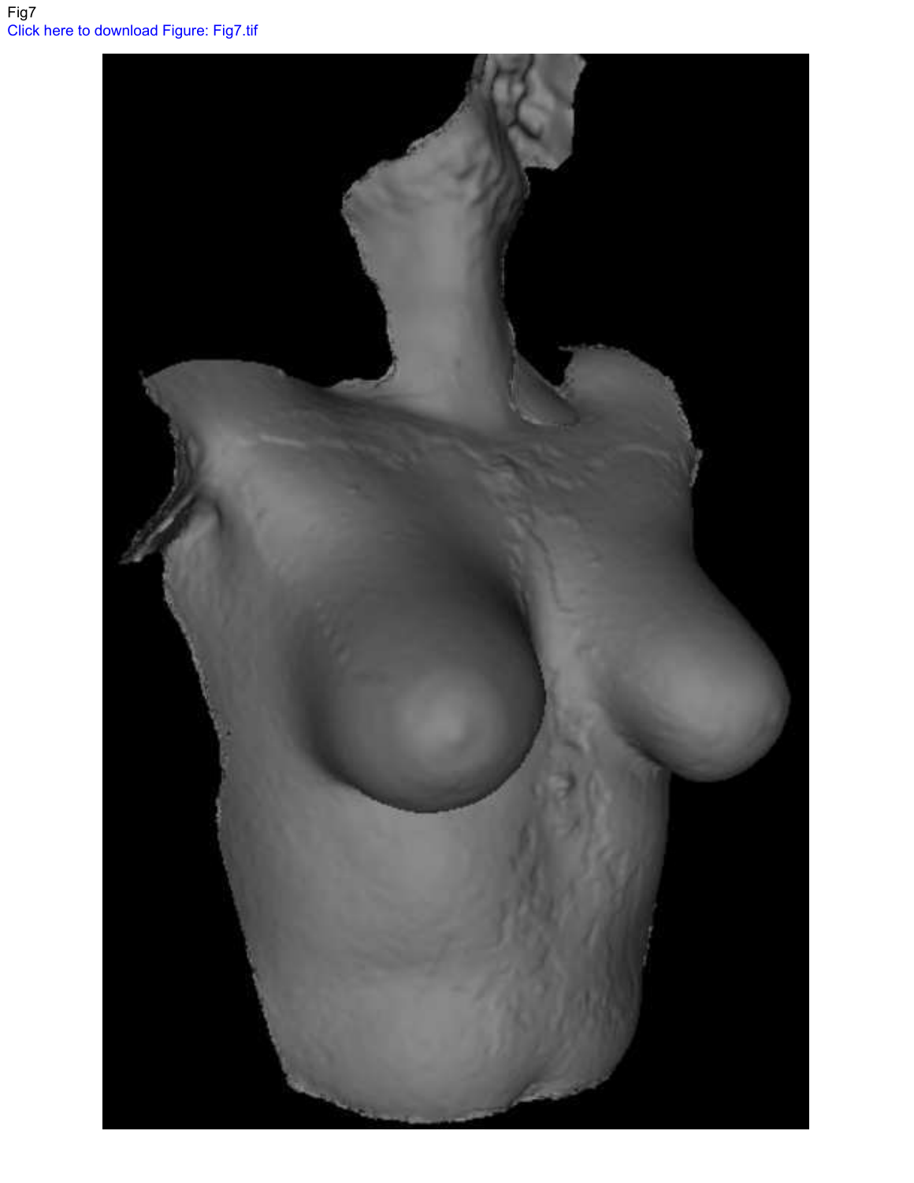Fig7

Click here to download Figure: Fig7.tif